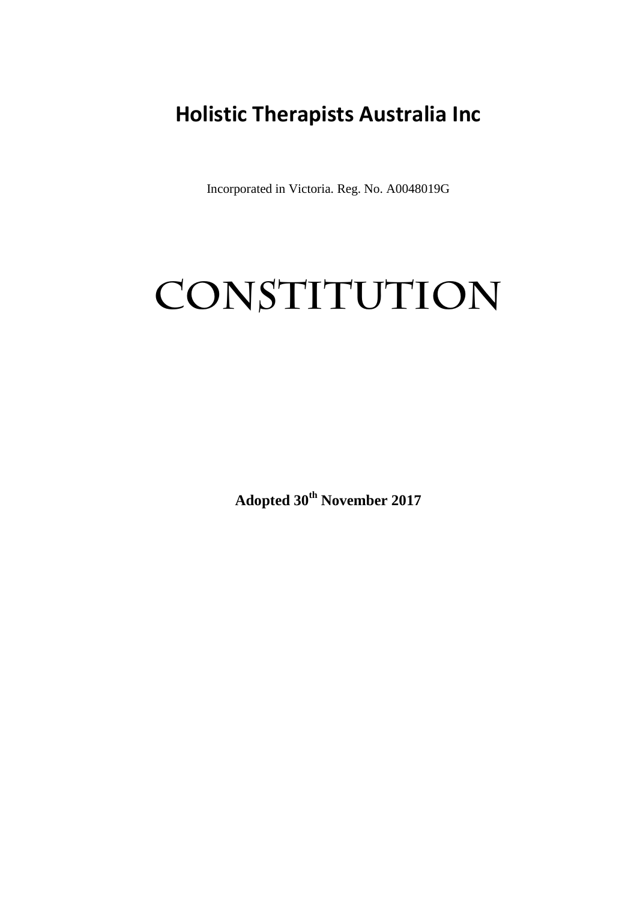# Holistic Therapists Australia Inc

Incorporated in Victoria. Reg. No. A0048019G

# CONSTITUTION

**Adopted 30th November 2017**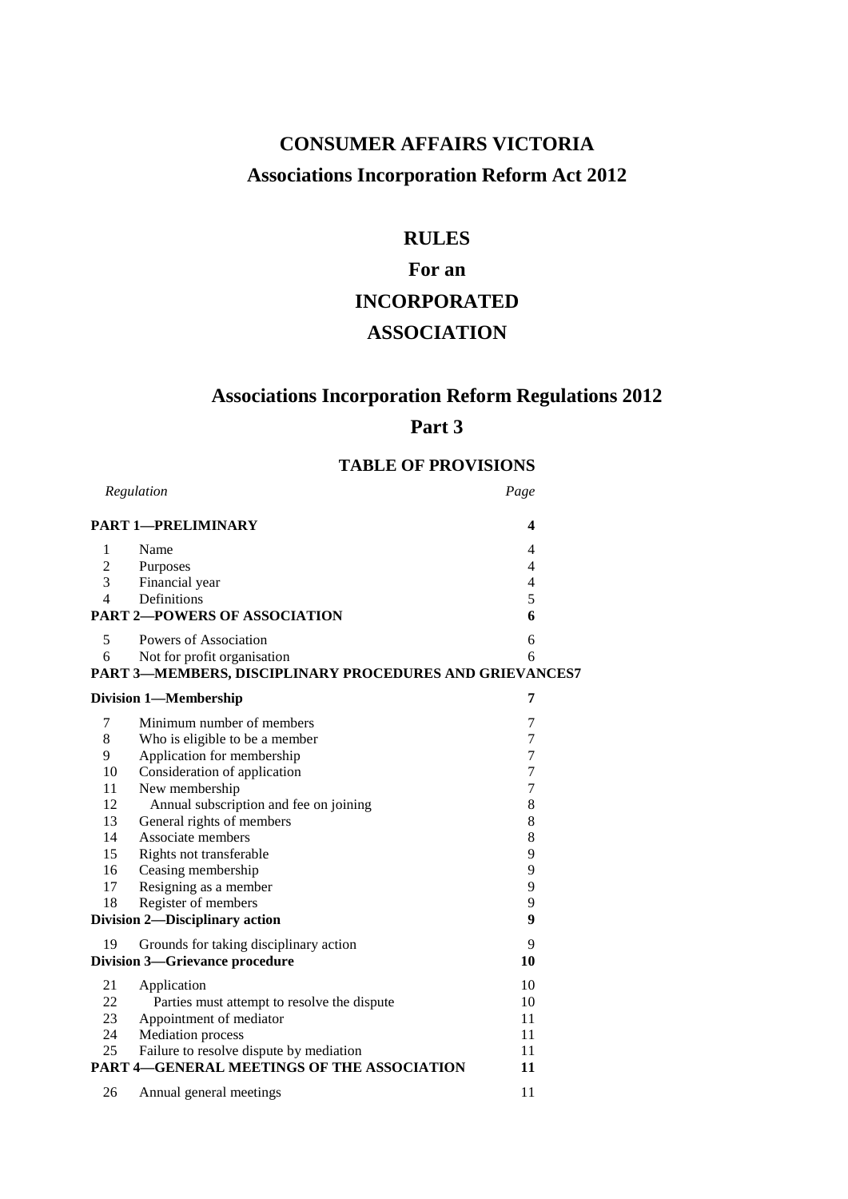# CONSUMER AFFAIRS VICTORIA

## Associations Incorporation Reform Act 2012

# RULES

# For an

# INCORPORATED

# ASSOCIATION

## Associations Incorporation Reform Regulations 2012

## Part 3

### TABLE OF PROVISIONS

| *Regulation* | | *Page* |
|---|---|---|
| **PART 1—PRELIMINARY** | | **4** |
| 1 | Name | 4 |
| 2 | Purposes | 4 |
| 3 | Financial year | 4 |
| 4 | Definitions | 5 |
| **PART 2—POWERS OF ASSOCIATION** | | **6** |
| 5 | Powers of Association | 6 |
| 6 | Not for profit organisation | 6 |
| **PART 3—MEMBERS, DISCIPLINARY PROCEDURES AND GRIEVANCES** | | **7** |
| **Division 1—Membership** | | **7** |
| 7 | Minimum number of members | 7 |
| 8 | Who is eligible to be a member | 7 |
| 9 | Application for membership | 7 |
| 10 | Consideration of application | 7 |
| 11 | New membership | 7 |
| 12 | Annual subscription and fee on joining | 8 |
| 13 | General rights of members | 8 |
| 14 | Associate members | 8 |
| 15 | Rights not transferable | 9 |
| 16 | Ceasing membership | 9 |
| 17 | Resigning as a member | 9 |
| 18 | Register of members | 9 |
| **Division 2—Disciplinary action** | | **9** |
| 19 | Grounds for taking disciplinary action | 9 |
| **Division 3—Grievance procedure** | | **10** |
| 21 | Application | 10 |
| 22 | Parties must attempt to resolve the dispute | 10 |
| 23 | Appointment of mediator | 11 |
| 24 | Mediation process | 11 |
| 25 | Failure to resolve dispute by mediation | 11 |
| **PART 4—GENERAL MEETINGS OF THE ASSOCIATION** | | **11** |
| 26 | Annual general meetings | 11 |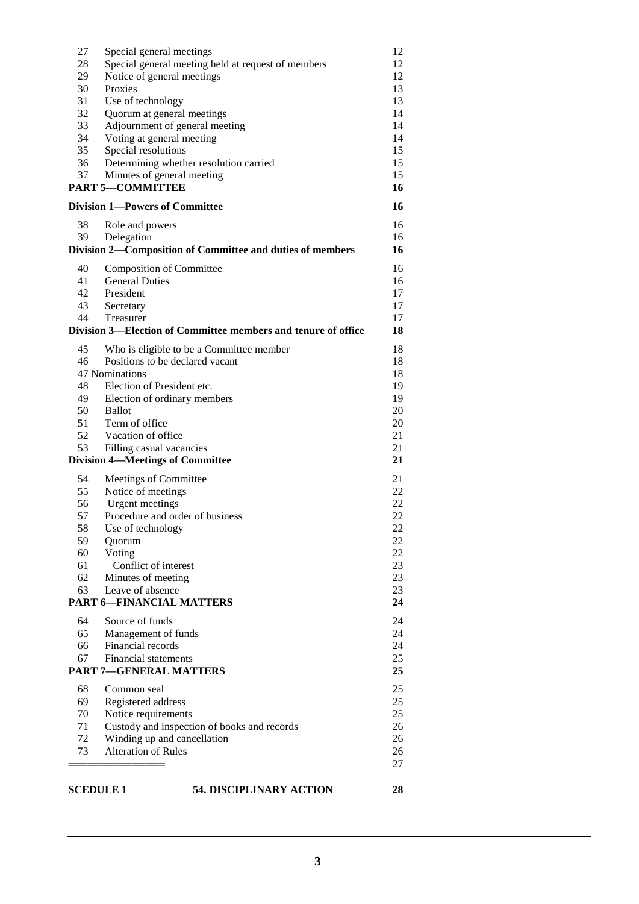| | | |
|---|---|---|
| 27 | Special general meetings | 12 |
| 28 | Special general meeting held at request of members | 12 |
| 29 | Notice of general meetings | 12 |
| 30 | Proxies | 13 |
| 31 | Use of technology | 13 |
| 32 | Quorum at general meetings | 14 |
| 33 | Adjournment of general meeting | 14 |
| 34 | Voting at general meeting | 14 |
| 35 | Special resolutions | 15 |
| 36 | Determining whether resolution carried | 15 |
| 37 | Minutes of general meeting | 15 |
| | **PART 5—COMMITTEE** | **16** |
| | **Division 1—Powers of Committee** | **16** |
| 38 | Role and powers | 16 |
| 39 | Delegation | 16 |
| | **Division 2—Composition of Committee and duties of members** | **16** |
| 40 | Composition of Committee | 16 |
| 41 | General Duties | 16 |
| 42 | President | 17 |
| 43 | Secretary | 17 |
| 44 | Treasurer | 17 |
| | **Division 3—Election of Committee members and tenure of office** | **18** |
| 45 | Who is eligible to be a Committee member | 18 |
| 46 | Positions to be declared vacant | 18 |
| 47 | Nominations | 18 |
| 48 | Election of President etc. | 19 |
| 49 | Election of ordinary members | 19 |
| 50 | Ballot | 20 |
| 51 | Term of office | 20 |
| 52 | Vacation of office | 21 |
| 53 | Filling casual vacancies | 21 |
| | **Division 4—Meetings of Committee** | **21** |
| 54 | Meetings of Committee | 21 |
| 55 | Notice of meetings | 22 |
| 56 | Urgent meetings | 22 |
| 57 | Procedure and order of business | 22 |
| 58 | Use of technology | 22 |
| 59 | Quorum | 22 |
| 60 | Voting | 22 |
| 61 | Conflict of interest | 23 |
| 62 | Minutes of meeting | 23 |
| 63 | Leave of absence | 23 |
| | **PART 6—FINANCIAL MATTERS** | **24** |
| 64 | Source of funds | 24 |
| 65 | Management of funds | 24 |
| 66 | Financial records | 24 |
| 67 | Financial statements | 25 |
| | **PART 7—GENERAL MATTERS** | **25** |
| 68 | Common seal | 25 |
| 69 | Registered address | 25 |
| 70 | Notice requirements | 25 |
| 71 | Custody and inspection of books and records | 26 |
| 72 | Winding up and cancellation | 26 |
| 73 | Alteration of Rules | 26 |
| | ═══════════════ | 27 |

| | | |
|---|---|---|
| **SCEDULE 1** | **54. DISCIPLINARY ACTION** | **28** |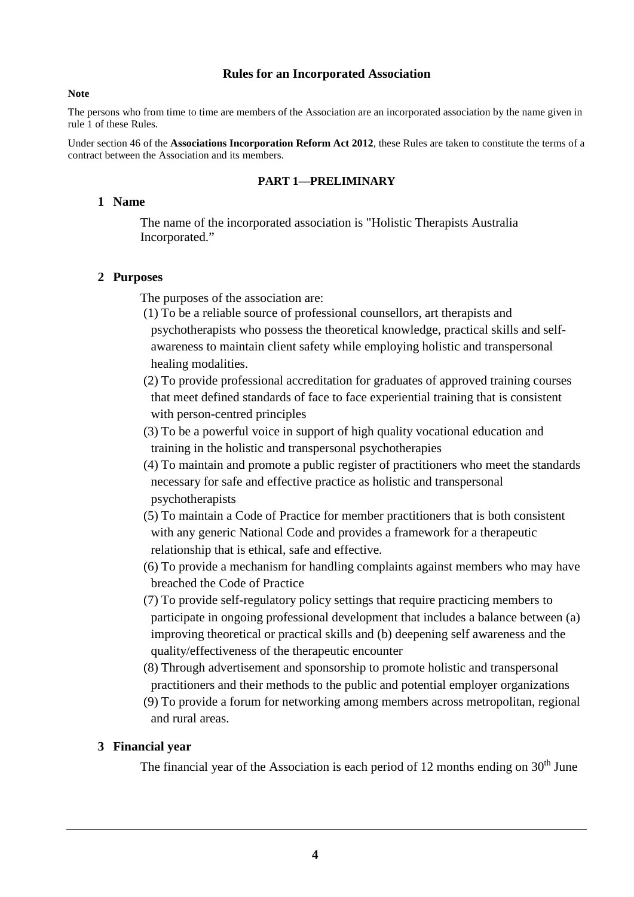# Rules for an Incorporated Association

**Note**

The persons who from time to time are members of the Association are an incorporated association by the name given in rule 1 of these Rules.

Under section 46 of the **Associations Incorporation Reform Act 2012**, these Rules are taken to constitute the terms of a contract between the Association and its members.

## PART 1—PRELIMINARY

### 1 Name

The name of the incorporated association is "Holistic Therapists Australia Incorporated."

### 2 Purposes

The purposes of the association are:

(1) To be a reliable source of professional counsellors, art therapists and psychotherapists who possess the theoretical knowledge, practical skills and self-awareness to maintain client safety while employing holistic and transpersonal healing modalities.

(2) To provide professional accreditation for graduates of approved training courses that meet defined standards of face to face experiential training that is consistent with person-centred principles

(3) To be a powerful voice in support of high quality vocational education and training in the holistic and transpersonal psychotherapies

(4) To maintain and promote a public register of practitioners who meet the standards necessary for safe and effective practice as holistic and transpersonal psychotherapists

(5) To maintain a Code of Practice for member practitioners that is both consistent with any generic National Code and provides a framework for a therapeutic relationship that is ethical, safe and effective.

(6) To provide a mechanism for handling complaints against members who may have breached the Code of Practice

(7) To provide self-regulatory policy settings that require practicing members to participate in ongoing professional development that includes a balance between (a) improving theoretical or practical skills and (b) deepening self awareness and the quality/effectiveness of the therapeutic encounter

(8) Through advertisement and sponsorship to promote holistic and transpersonal practitioners and their methods to the public and potential employer organizations

(9) To provide a forum for networking among members across metropolitan, regional and rural areas.

### 3 Financial year

The financial year of the Association is each period of 12 months ending on 30th June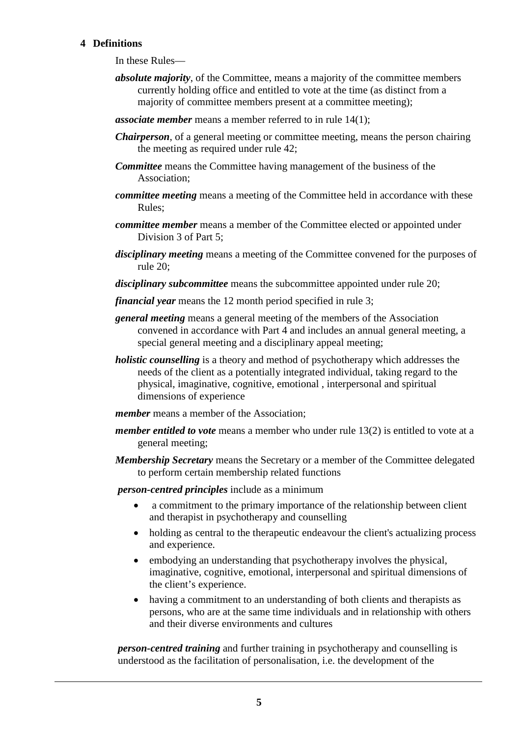**4 Definitions**

In these Rules—

***absolute majority***, of the Committee, means a majority of the committee members currently holding office and entitled to vote at the time (as distinct from a majority of committee members present at a committee meeting);

***associate member*** means a member referred to in rule 14(1);

***Chairperson***, of a general meeting or committee meeting, means the person chairing the meeting as required under rule 42;

***Committee*** means the Committee having management of the business of the Association;

***committee meeting*** means a meeting of the Committee held in accordance with these Rules;

***committee member*** means a member of the Committee elected or appointed under Division 3 of Part 5;

***disciplinary meeting*** means a meeting of the Committee convened for the purposes of rule 20;

***disciplinary subcommittee*** means the subcommittee appointed under rule 20;

***financial year*** means the 12 month period specified in rule 3;

***general meeting*** means a general meeting of the members of the Association convened in accordance with Part 4 and includes an annual general meeting, a special general meeting and a disciplinary appeal meeting;

***holistic counselling*** is a theory and method of psychotherapy which addresses the needs of the client as a potentially integrated individual, taking regard to the physical, imaginative, cognitive, emotional , interpersonal and spiritual dimensions of experience

***member*** means a member of the Association;

***member entitled to vote*** means a member who under rule 13(2) is entitled to vote at a general meeting;

***Membership Secretary*** means the Secretary or a member of the Committee delegated to perform certain membership related functions

***person-centred principles*** include as a minimum

- a commitment to the primary importance of the relationship between client and therapist in psychotherapy and counselling
- holding as central to the therapeutic endeavour the client's actualizing process and experience.
- embodying an understanding that psychotherapy involves the physical, imaginative, cognitive, emotional, interpersonal and spiritual dimensions of the client's experience.
- having a commitment to an understanding of both clients and therapists as persons, who are at the same time individuals and in relationship with others and their diverse environments and cultures

***person-centred training*** and further training in psychotherapy and counselling is understood as the facilitation of personalisation, i.e. the development of the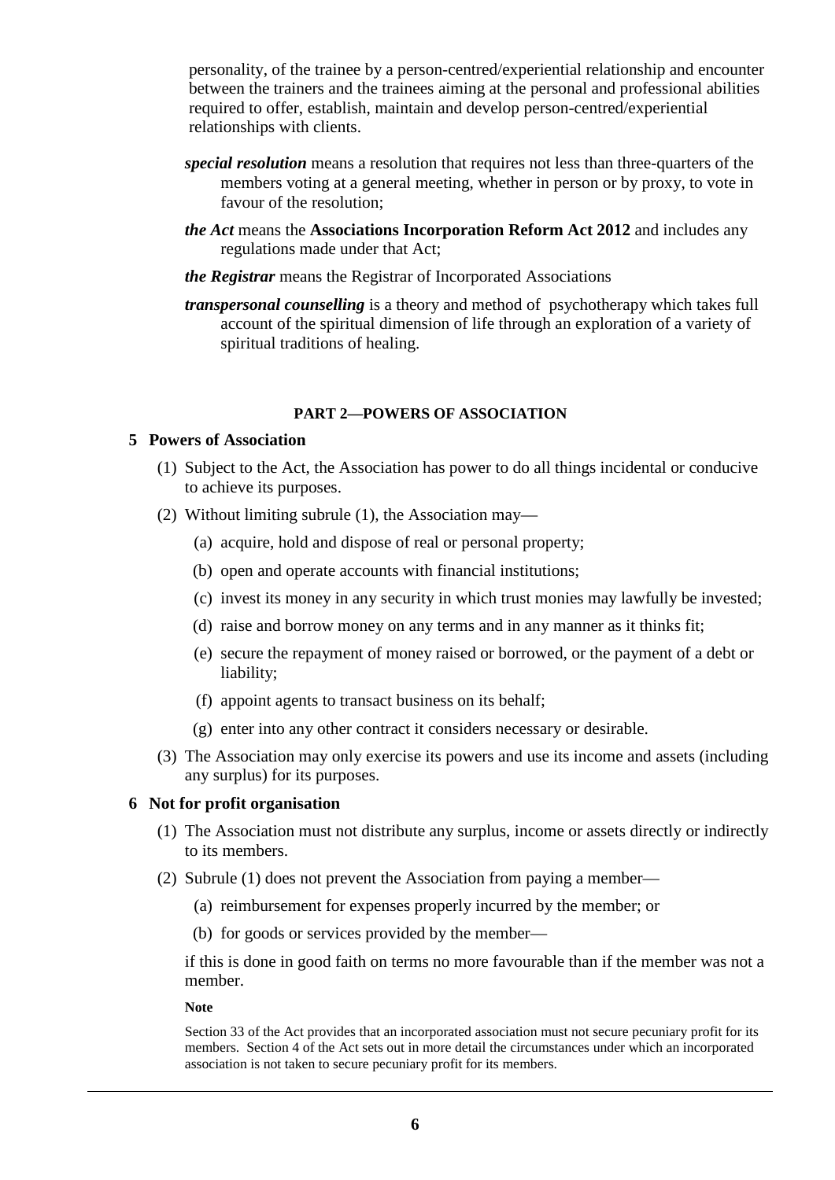personality, of the trainee by a person-centred/experiential relationship and encounter between the trainers and the trainees aiming at the personal and professional abilities required to offer, establish, maintain and develop person-centred/experiential relationships with clients.

***special resolution*** means a resolution that requires not less than three-quarters of the members voting at a general meeting, whether in person or by proxy, to vote in favour of the resolution;

***the Act*** means the **Associations Incorporation Reform Act 2012** and includes any regulations made under that Act;

***the Registrar*** means the Registrar of Incorporated Associations

***transpersonal counselling*** is a theory and method of psychotherapy which takes full account of the spiritual dimension of life through an exploration of a variety of spiritual traditions of healing.

## PART 2—POWERS OF ASSOCIATION

### 5 Powers of Association

(1) Subject to the Act, the Association has power to do all things incidental or conducive to achieve its purposes.

(2) Without limiting subrule (1), the Association may—

- (a) acquire, hold and dispose of real or personal property;
- (b) open and operate accounts with financial institutions;
- (c) invest its money in any security in which trust monies may lawfully be invested;
- (d) raise and borrow money on any terms and in any manner as it thinks fit;
- (e) secure the repayment of money raised or borrowed, or the payment of a debt or liability;
- (f) appoint agents to transact business on its behalf;
- (g) enter into any other contract it considers necessary or desirable.

(3) The Association may only exercise its powers and use its income and assets (including any surplus) for its purposes.

### 6 Not for profit organisation

(1) The Association must not distribute any surplus, income or assets directly or indirectly to its members.

(2) Subrule (1) does not prevent the Association from paying a member—

- (a) reimbursement for expenses properly incurred by the member; or
- (b) for goods or services provided by the member—

if this is done in good faith on terms no more favourable than if the member was not a member.

**Note**

Section 33 of the Act provides that an incorporated association must not secure pecuniary profit for its members. Section 4 of the Act sets out in more detail the circumstances under which an incorporated association is not taken to secure pecuniary profit for its members.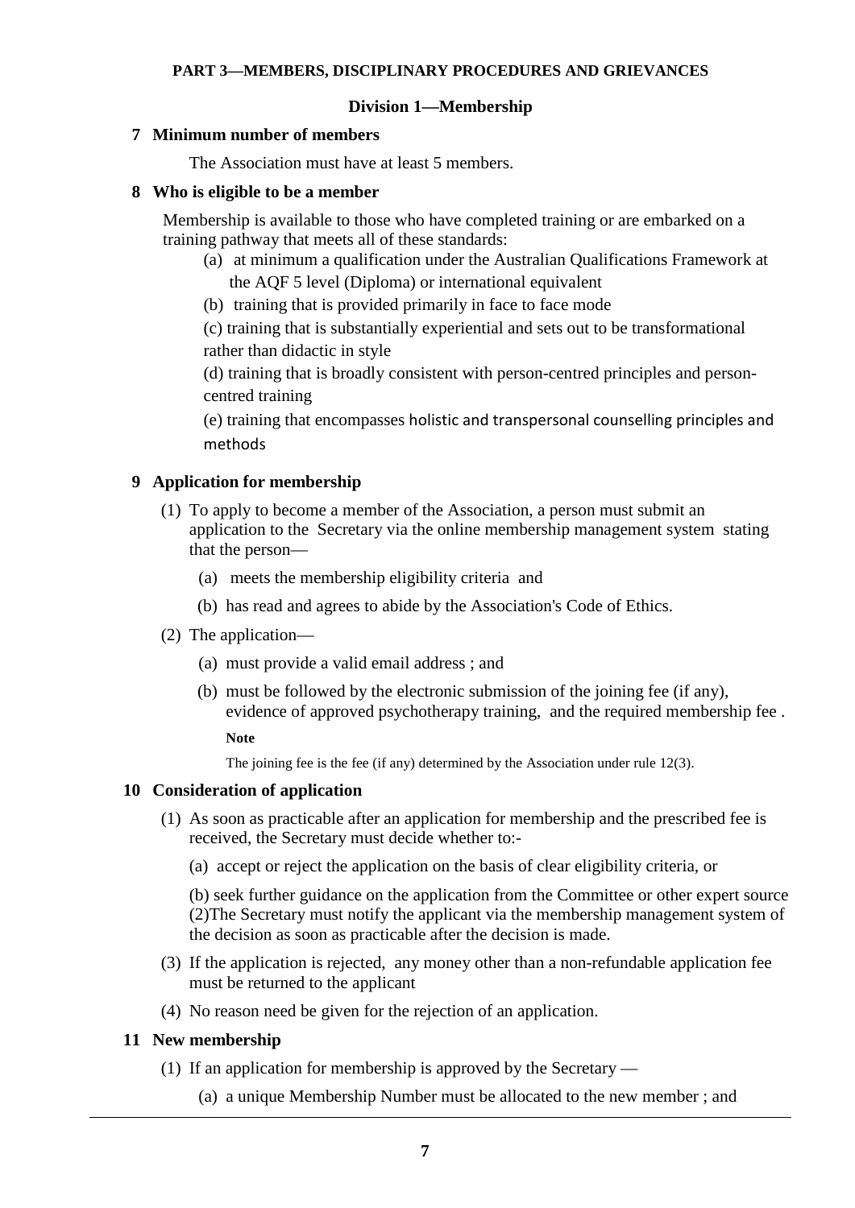## PART 3—MEMBERS, DISCIPLINARY PROCEDURES AND GRIEVANCES

### Division 1—Membership

**7 Minimum number of members**

The Association must have at least 5 members.

**8 Who is eligible to be a member**

Membership is available to those who have completed training or are embarked on a training pathway that meets all of these standards:

(a) at minimum a qualification under the Australian Qualifications Framework at the AQF 5 level (Diploma) or international equivalent

(b) training that is provided primarily in face to face mode

(c) training that is substantially experiential and sets out to be transformational rather than didactic in style

(d) training that is broadly consistent with person-centred principles and person-centred training

(e) training that encompasses holistic and transpersonal counselling principles and methods

**9 Application for membership**

(1) To apply to become a member of the Association, a person must submit an application to the Secretary via the online membership management system stating that the person—

(a) meets the membership eligibility criteria and

(b) has read and agrees to abide by the Association's Code of Ethics.

(2) The application—

(a) must provide a valid email address ; and

(b) must be followed by the electronic submission of the joining fee (if any), evidence of approved psychotherapy training, and the required membership fee .

**Note**

The joining fee is the fee (if any) determined by the Association under rule 12(3).

**10 Consideration of application**

(1) As soon as practicable after an application for membership and the prescribed fee is received, the Secretary must decide whether to:-

(a) accept or reject the application on the basis of clear eligibility criteria, or

(b) seek further guidance on the application from the Committee or other expert source

(2) The Secretary must notify the applicant via the membership management system of the decision as soon as practicable after the decision is made.

(3) If the application is rejected, any money other than a non-refundable application fee must be returned to the applicant

(4) No reason need be given for the rejection of an application.

**11 New membership**

(1) If an application for membership is approved by the Secretary —

(a) a unique Membership Number must be allocated to the new member ; and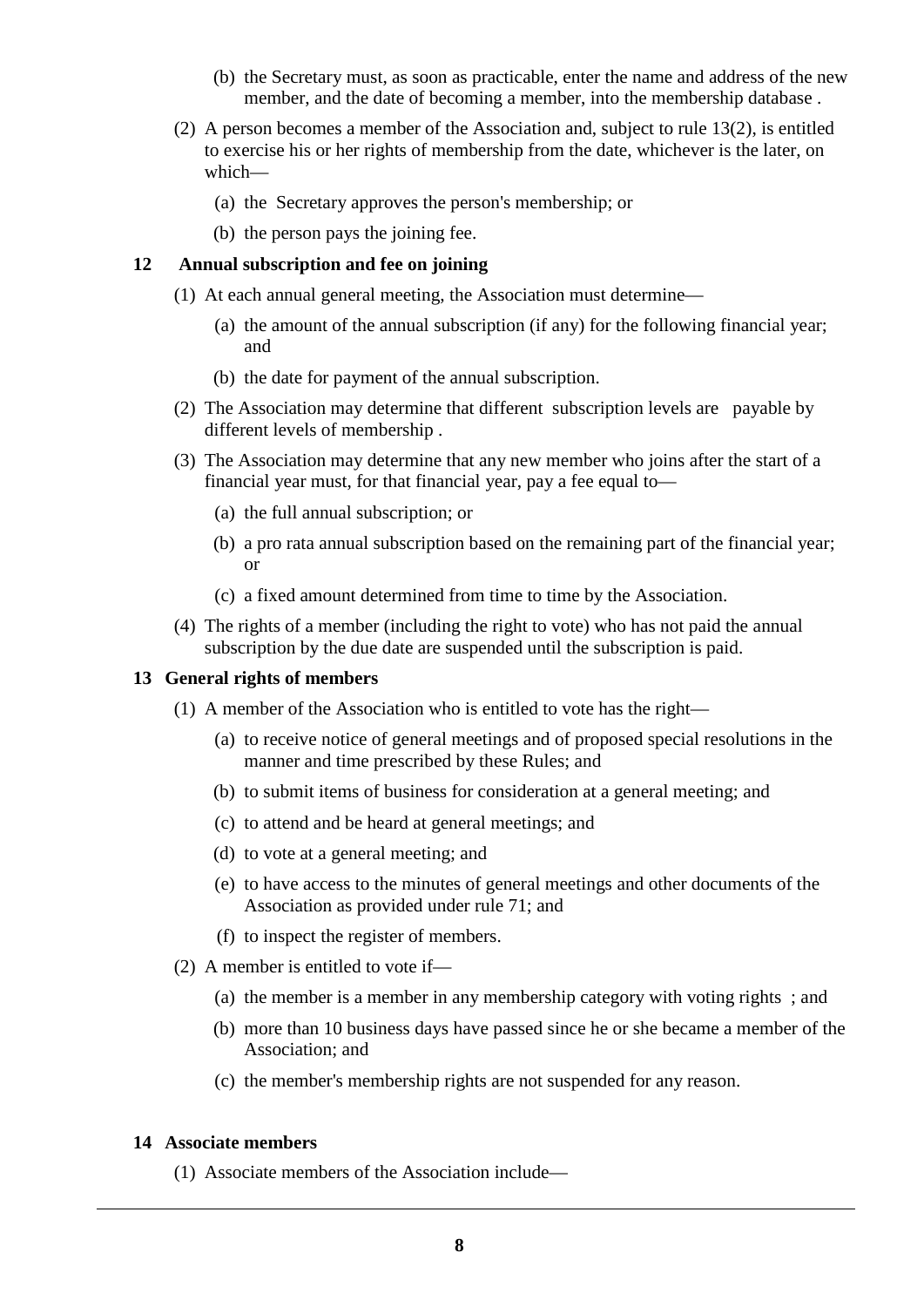(b) the Secretary must, as soon as practicable, enter the name and address of the new member, and the date of becoming a member, into the membership database .

(2) A person becomes a member of the Association and, subject to rule 13(2), is entitled to exercise his or her rights of membership from the date, whichever is the later, on which—

(a) the Secretary approves the person's membership; or

(b) the person pays the joining fee.

## 12 Annual subscription and fee on joining

(1) At each annual general meeting, the Association must determine—

(a) the amount of the annual subscription (if any) for the following financial year; and

(b) the date for payment of the annual subscription.

(2) The Association may determine that different subscription levels are payable by different levels of membership .

(3) The Association may determine that any new member who joins after the start of a financial year must, for that financial year, pay a fee equal to—

(a) the full annual subscription; or

(b) a pro rata annual subscription based on the remaining part of the financial year; or

(c) a fixed amount determined from time to time by the Association.

(4) The rights of a member (including the right to vote) who has not paid the annual subscription by the due date are suspended until the subscription is paid.

## 13 General rights of members

(1) A member of the Association who is entitled to vote has the right—

(a) to receive notice of general meetings and of proposed special resolutions in the manner and time prescribed by these Rules; and

(b) to submit items of business for consideration at a general meeting; and

(c) to attend and be heard at general meetings; and

(d) to vote at a general meeting; and

(e) to have access to the minutes of general meetings and other documents of the Association as provided under rule 71; and

(f) to inspect the register of members.

(2) A member is entitled to vote if—

(a) the member is a member in any membership category with voting rights ; and

(b) more than 10 business days have passed since he or she became a member of the Association; and

(c) the member's membership rights are not suspended for any reason.

## 14 Associate members

(1) Associate members of the Association include—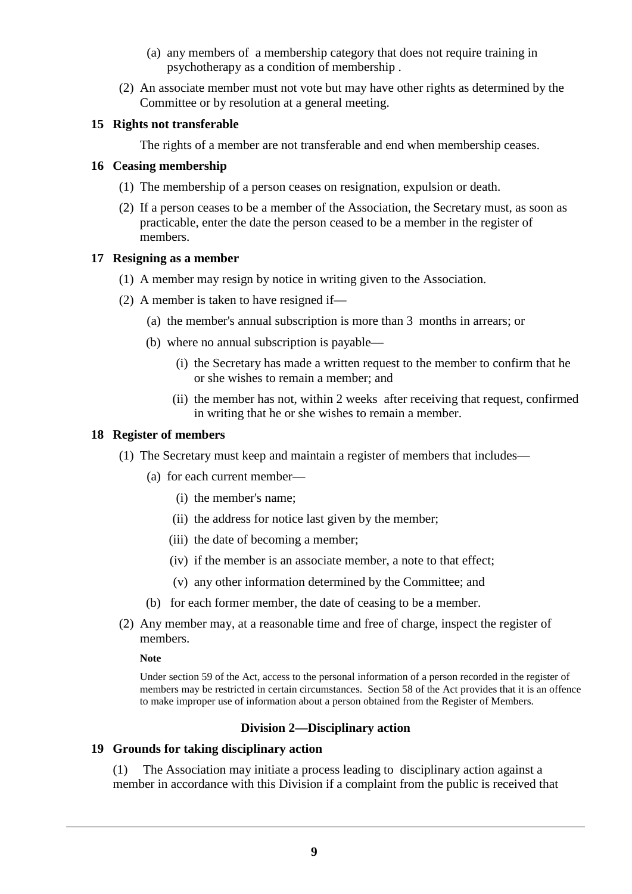(a) any members of a membership category that does not require training in psychotherapy as a condition of membership .

(2) An associate member must not vote but may have other rights as determined by the Committee or by resolution at a general meeting.

### 15 Rights not transferable

The rights of a member are not transferable and end when membership ceases.

### 16 Ceasing membership

(1) The membership of a person ceases on resignation, expulsion or death.

(2) If a person ceases to be a member of the Association, the Secretary must, as soon as practicable, enter the date the person ceased to be a member in the register of members.

### 17 Resigning as a member

(1) A member may resign by notice in writing given to the Association.

(2) A member is taken to have resigned if—

(a) the member's annual subscription is more than 3 months in arrears; or

(b) where no annual subscription is payable—

(i) the Secretary has made a written request to the member to confirm that he or she wishes to remain a member; and

(ii) the member has not, within 2 weeks after receiving that request, confirmed in writing that he or she wishes to remain a member.

### 18 Register of members

(1) The Secretary must keep and maintain a register of members that includes—

(a) for each current member—

(i) the member's name;

(ii) the address for notice last given by the member;

(iii) the date of becoming a member;

(iv) if the member is an associate member, a note to that effect;

(v) any other information determined by the Committee; and

(b) for each former member, the date of ceasing to be a member.

(2) Any member may, at a reasonable time and free of charge, inspect the register of members.

**Note**

Under section 59 of the Act, access to the personal information of a person recorded in the register of members may be restricted in certain circumstances. Section 58 of the Act provides that it is an offence to make improper use of information about a person obtained from the Register of Members.

## Division 2—Disciplinary action

### 19 Grounds for taking disciplinary action

(1) The Association may initiate a process leading to disciplinary action against a member in accordance with this Division if a complaint from the public is received that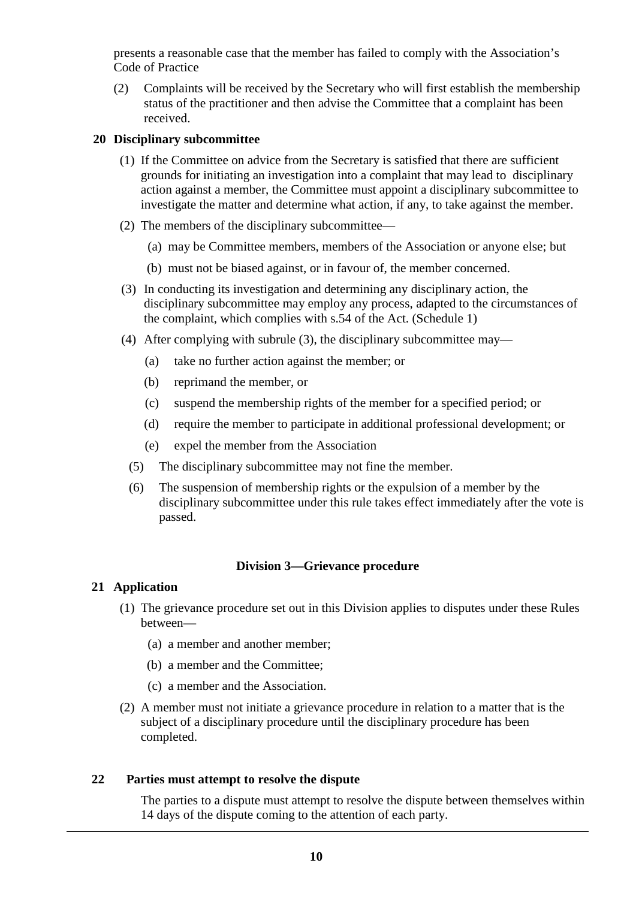presents a reasonable case that the member has failed to comply with the Association's Code of Practice

(2) Complaints will be received by the Secretary who will first establish the membership status of the practitioner and then advise the Committee that a complaint has been received.

**20 Disciplinary subcommittee**

(1) If the Committee on advice from the Secretary is satisfied that there are sufficient grounds for initiating an investigation into a complaint that may lead to disciplinary action against a member, the Committee must appoint a disciplinary subcommittee to investigate the matter and determine what action, if any, to take against the member.

(2) The members of the disciplinary subcommittee—

(a) may be Committee members, members of the Association or anyone else; but

(b) must not be biased against, or in favour of, the member concerned.

(3) In conducting its investigation and determining any disciplinary action, the disciplinary subcommittee may employ any process, adapted to the circumstances of the complaint, which complies with s.54 of the Act. (Schedule 1)

(4) After complying with subrule (3), the disciplinary subcommittee may—

(a) take no further action against the member; or

(b) reprimand the member, or

(c) suspend the membership rights of the member for a specified period; or

(d) require the member to participate in additional professional development; or

(e) expel the member from the Association

(5) The disciplinary subcommittee may not fine the member.

(6) The suspension of membership rights or the expulsion of a member by the disciplinary subcommittee under this rule takes effect immediately after the vote is passed.

**Division 3—Grievance procedure**

**21 Application**

(1) The grievance procedure set out in this Division applies to disputes under these Rules between—

(a) a member and another member;

(b) a member and the Committee;

(c) a member and the Association.

(2) A member must not initiate a grievance procedure in relation to a matter that is the subject of a disciplinary procedure until the disciplinary procedure has been completed.

**22 Parties must attempt to resolve the dispute**

The parties to a dispute must attempt to resolve the dispute between themselves within 14 days of the dispute coming to the attention of each party.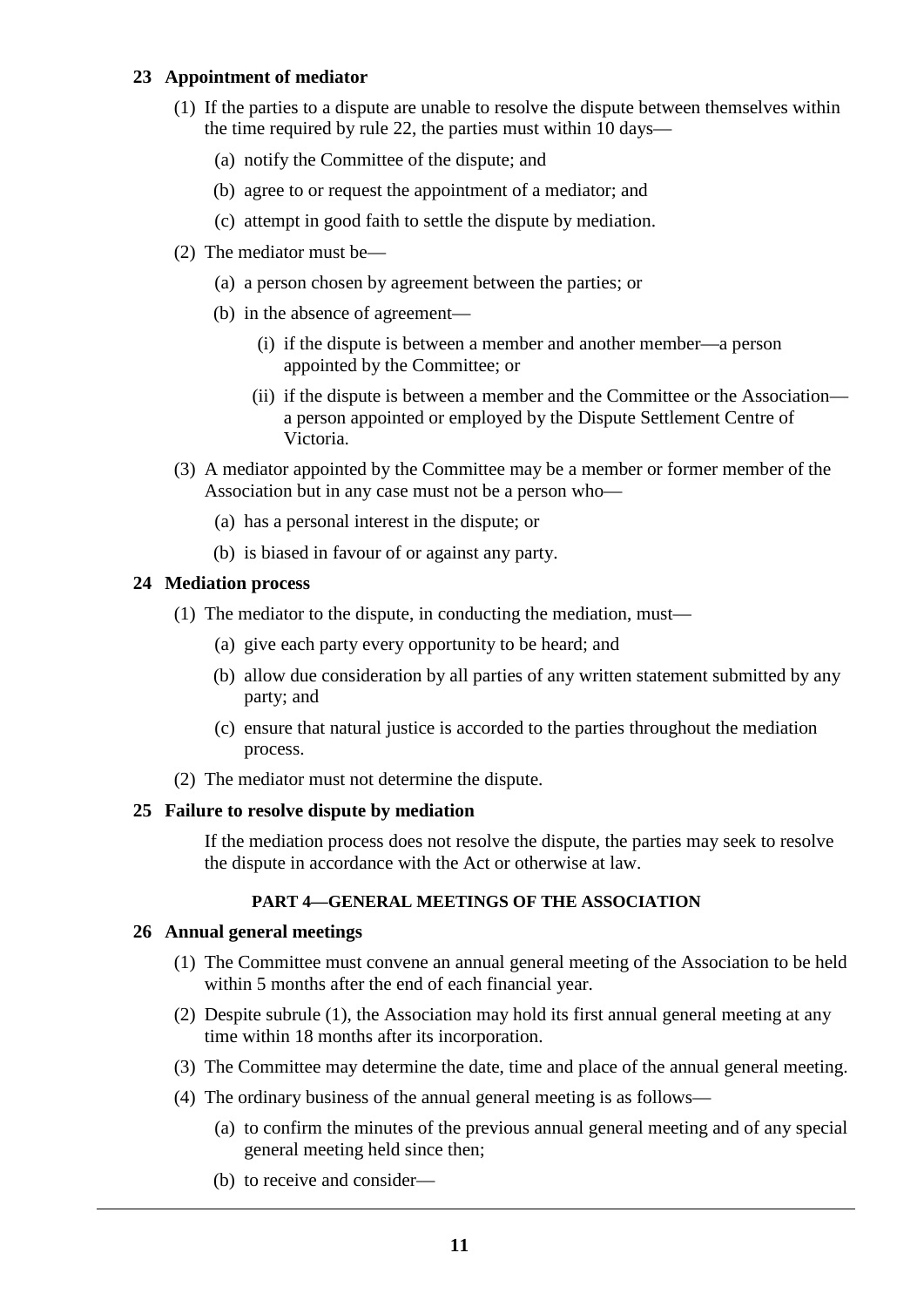## 23 Appointment of mediator

(1) If the parties to a dispute are unable to resolve the dispute between themselves within the time required by rule 22, the parties must within 10 days—

(a) notify the Committee of the dispute; and

(b) agree to or request the appointment of a mediator; and

(c) attempt in good faith to settle the dispute by mediation.

(2) The mediator must be—

(a) a person chosen by agreement between the parties; or

(b) in the absence of agreement—

(i) if the dispute is between a member and another member—a person appointed by the Committee; or

(ii) if the dispute is between a member and the Committee or the Association—a person appointed or employed by the Dispute Settlement Centre of Victoria.

(3) A mediator appointed by the Committee may be a member or former member of the Association but in any case must not be a person who—

(a) has a personal interest in the dispute; or

(b) is biased in favour of or against any party.

## 24 Mediation process

(1) The mediator to the dispute, in conducting the mediation, must—

(a) give each party every opportunity to be heard; and

(b) allow due consideration by all parties of any written statement submitted by any party; and

(c) ensure that natural justice is accorded to the parties throughout the mediation process.

(2) The mediator must not determine the dispute.

## 25 Failure to resolve dispute by mediation

If the mediation process does not resolve the dispute, the parties may seek to resolve the dispute in accordance with the Act or otherwise at law.

# PART 4—GENERAL MEETINGS OF THE ASSOCIATION

## 26 Annual general meetings

(1) The Committee must convene an annual general meeting of the Association to be held within 5 months after the end of each financial year.

(2) Despite subrule (1), the Association may hold its first annual general meeting at any time within 18 months after its incorporation.

(3) The Committee may determine the date, time and place of the annual general meeting.

(4) The ordinary business of the annual general meeting is as follows—

(a) to confirm the minutes of the previous annual general meeting and of any special general meeting held since then;

(b) to receive and consider—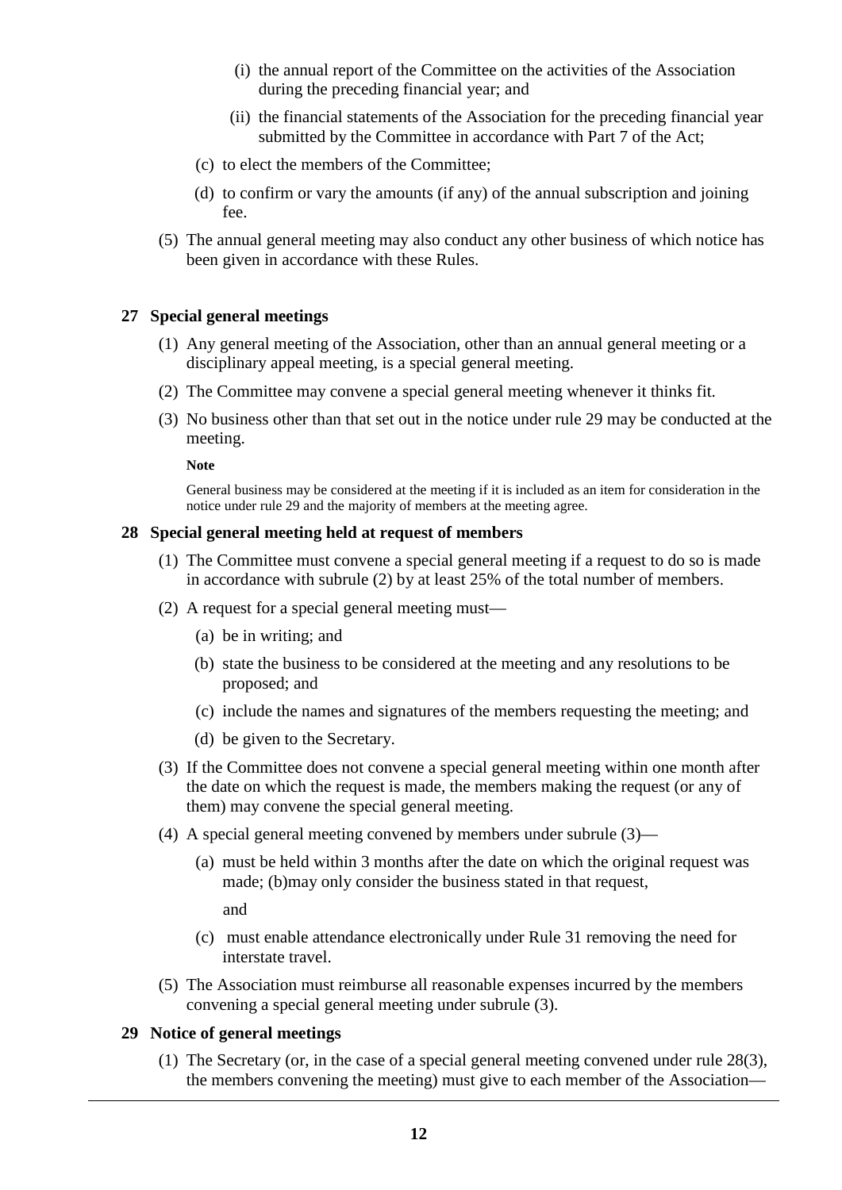(i) the annual report of the Committee on the activities of the Association during the preceding financial year; and

(ii) the financial statements of the Association for the preceding financial year submitted by the Committee in accordance with Part 7 of the Act;

(c) to elect the members of the Committee;

(d) to confirm or vary the amounts (if any) of the annual subscription and joining fee.

(5) The annual general meeting may also conduct any other business of which notice has been given in accordance with these Rules.

### 27 Special general meetings

(1) Any general meeting of the Association, other than an annual general meeting or a disciplinary appeal meeting, is a special general meeting.

(2) The Committee may convene a special general meeting whenever it thinks fit.

(3) No business other than that set out in the notice under rule 29 may be conducted at the meeting.

**Note**

General business may be considered at the meeting if it is included as an item for consideration in the notice under rule 29 and the majority of members at the meeting agree.

### 28 Special general meeting held at request of members

(1) The Committee must convene a special general meeting if a request to do so is made in accordance with subrule (2) by at least 25% of the total number of members.

(2) A request for a special general meeting must—

(a) be in writing; and

(b) state the business to be considered at the meeting and any resolutions to be proposed; and

(c) include the names and signatures of the members requesting the meeting; and

(d) be given to the Secretary.

(3) If the Committee does not convene a special general meeting within one month after the date on which the request is made, the members making the request (or any of them) may convene the special general meeting.

(4) A special general meeting convened by members under subrule (3)—

(a) must be held within 3 months after the date on which the original request was made; (b)may only consider the business stated in that request,

and

(c) must enable attendance electronically under Rule 31 removing the need for interstate travel.

(5) The Association must reimburse all reasonable expenses incurred by the members convening a special general meeting under subrule (3).

### 29 Notice of general meetings

(1) The Secretary (or, in the case of a special general meeting convened under rule 28(3), the members convening the meeting) must give to each member of the Association—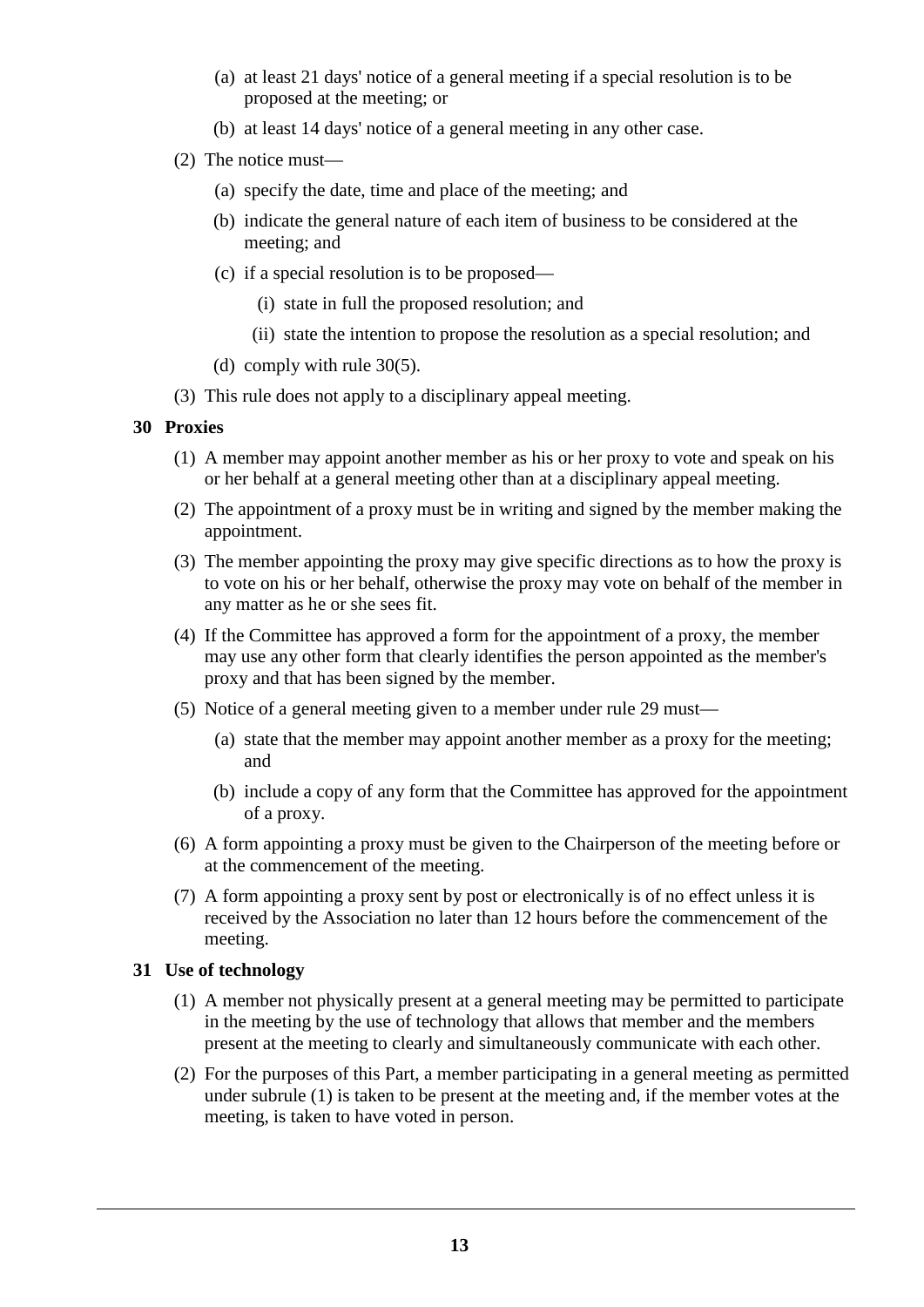(a) at least 21 days' notice of a general meeting if a special resolution is to be proposed at the meeting; or

(b) at least 14 days' notice of a general meeting in any other case.

(2) The notice must—

(a) specify the date, time and place of the meeting; and

(b) indicate the general nature of each item of business to be considered at the meeting; and

(c) if a special resolution is to be proposed—

(i) state in full the proposed resolution; and

(ii) state the intention to propose the resolution as a special resolution; and

(d) comply with rule 30(5).

(3) This rule does not apply to a disciplinary appeal meeting.

**30 Proxies**

(1) A member may appoint another member as his or her proxy to vote and speak on his or her behalf at a general meeting other than at a disciplinary appeal meeting.

(2) The appointment of a proxy must be in writing and signed by the member making the appointment.

(3) The member appointing the proxy may give specific directions as to how the proxy is to vote on his or her behalf, otherwise the proxy may vote on behalf of the member in any matter as he or she sees fit.

(4) If the Committee has approved a form for the appointment of a proxy, the member may use any other form that clearly identifies the person appointed as the member's proxy and that has been signed by the member.

(5) Notice of a general meeting given to a member under rule 29 must—

(a) state that the member may appoint another member as a proxy for the meeting; and

(b) include a copy of any form that the Committee has approved for the appointment of a proxy.

(6) A form appointing a proxy must be given to the Chairperson of the meeting before or at the commencement of the meeting.

(7) A form appointing a proxy sent by post or electronically is of no effect unless it is received by the Association no later than 12 hours before the commencement of the meeting.

**31 Use of technology**

(1) A member not physically present at a general meeting may be permitted to participate in the meeting by the use of technology that allows that member and the members present at the meeting to clearly and simultaneously communicate with each other.

(2) For the purposes of this Part, a member participating in a general meeting as permitted under subrule (1) is taken to be present at the meeting and, if the member votes at the meeting, is taken to have voted in person.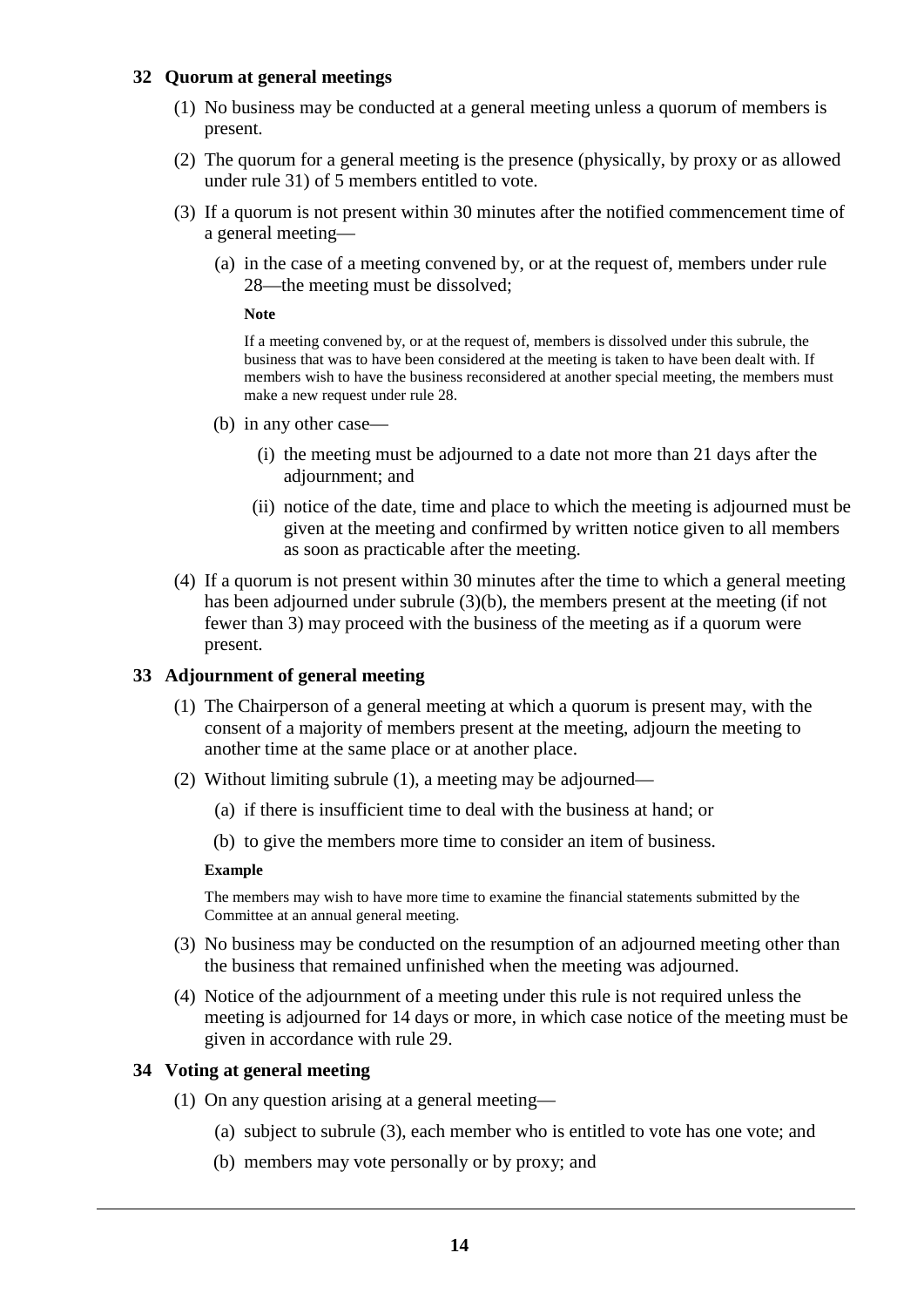### 32 Quorum at general meetings

(1) No business may be conducted at a general meeting unless a quorum of members is present.

(2) The quorum for a general meeting is the presence (physically, by proxy or as allowed under rule 31) of 5 members entitled to vote.

(3) If a quorum is not present within 30 minutes after the notified commencement time of a general meeting—

  (a) in the case of a meeting convened by, or at the request of, members under rule 28—the meeting must be dissolved;

  **Note**

  If a meeting convened by, or at the request of, members is dissolved under this subrule, the business that was to have been considered at the meeting is taken to have been dealt with. If members wish to have the business reconsidered at another special meeting, the members must make a new request under rule 28.

  (b) in any other case—

    (i) the meeting must be adjourned to a date not more than 21 days after the adjournment; and

    (ii) notice of the date, time and place to which the meeting is adjourned must be given at the meeting and confirmed by written notice given to all members as soon as practicable after the meeting.

(4) If a quorum is not present within 30 minutes after the time to which a general meeting has been adjourned under subrule (3)(b), the members present at the meeting (if not fewer than 3) may proceed with the business of the meeting as if a quorum were present.

### 33 Adjournment of general meeting

(1) The Chairperson of a general meeting at which a quorum is present may, with the consent of a majority of members present at the meeting, adjourn the meeting to another time at the same place or at another place.

(2) Without limiting subrule (1), a meeting may be adjourned—

  (a) if there is insufficient time to deal with the business at hand; or

  (b) to give the members more time to consider an item of business.

  **Example**

  The members may wish to have more time to examine the financial statements submitted by the Committee at an annual general meeting.

(3) No business may be conducted on the resumption of an adjourned meeting other than the business that remained unfinished when the meeting was adjourned.

(4) Notice of the adjournment of a meeting under this rule is not required unless the meeting is adjourned for 14 days or more, in which case notice of the meeting must be given in accordance with rule 29.

### 34 Voting at general meeting

(1) On any question arising at a general meeting—

  (a) subject to subrule (3), each member who is entitled to vote has one vote; and

  (b) members may vote personally or by proxy; and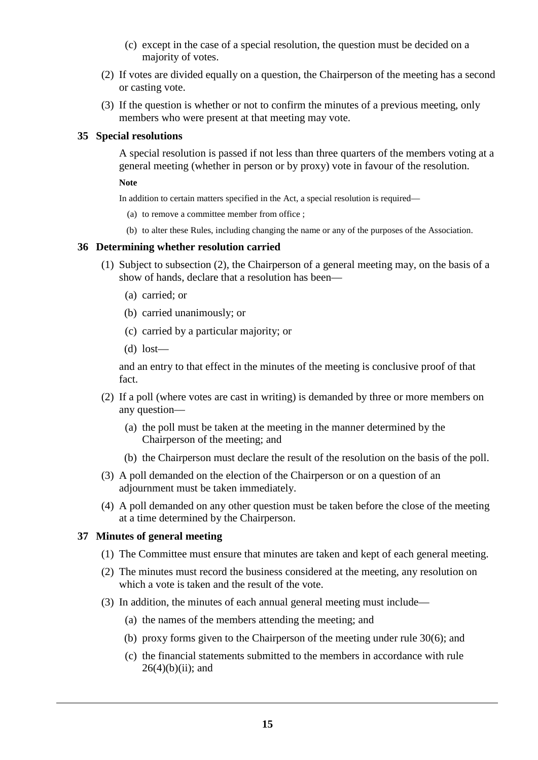(c) except in the case of a special resolution, the question must be decided on a majority of votes.

(2) If votes are divided equally on a question, the Chairperson of the meeting has a second or casting vote.

(3) If the question is whether or not to confirm the minutes of a previous meeting, only members who were present at that meeting may vote.

**35 Special resolutions**

A special resolution is passed if not less than three quarters of the members voting at a general meeting (whether in person or by proxy) vote in favour of the resolution.

**Note**

In addition to certain matters specified in the Act, a special resolution is required—

(a) to remove a committee member from office ;

(b) to alter these Rules, including changing the name or any of the purposes of the Association.

**36 Determining whether resolution carried**

(1) Subject to subsection (2), the Chairperson of a general meeting may, on the basis of a show of hands, declare that a resolution has been—

(a) carried; or

(b) carried unanimously; or

(c) carried by a particular majority; or

(d) lost—

and an entry to that effect in the minutes of the meeting is conclusive proof of that fact.

(2) If a poll (where votes are cast in writing) is demanded by three or more members on any question—

(a) the poll must be taken at the meeting in the manner determined by the Chairperson of the meeting; and

(b) the Chairperson must declare the result of the resolution on the basis of the poll.

(3) A poll demanded on the election of the Chairperson or on a question of an adjournment must be taken immediately.

(4) A poll demanded on any other question must be taken before the close of the meeting at a time determined by the Chairperson.

**37 Minutes of general meeting**

(1) The Committee must ensure that minutes are taken and kept of each general meeting.

(2) The minutes must record the business considered at the meeting, any resolution on which a vote is taken and the result of the vote.

(3) In addition, the minutes of each annual general meeting must include—

(a) the names of the members attending the meeting; and

(b) proxy forms given to the Chairperson of the meeting under rule 30(6); and

(c) the financial statements submitted to the members in accordance with rule 26(4)(b)(ii); and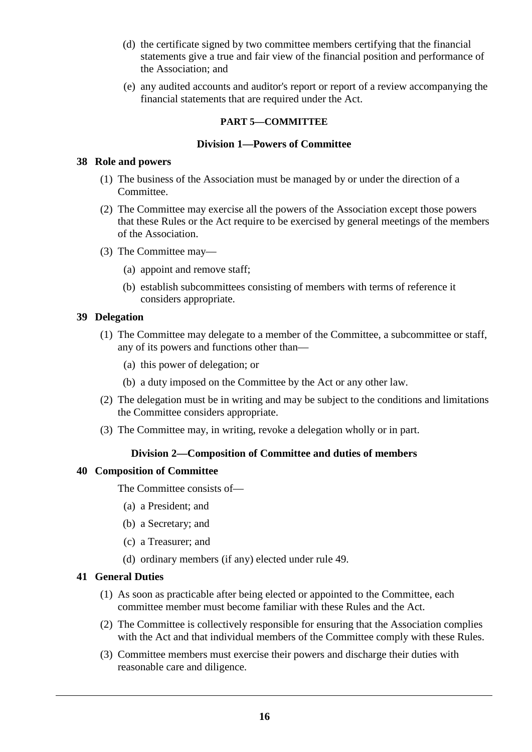(d) the certificate signed by two committee members certifying that the financial statements give a true and fair view of the financial position and performance of the Association; and

(e) any audited accounts and auditor's report or report of a review accompanying the financial statements that are required under the Act.

## PART 5—COMMITTEE

### Division 1—Powers of Committee

**38 Role and powers**

(1) The business of the Association must be managed by or under the direction of a Committee.

(2) The Committee may exercise all the powers of the Association except those powers that these Rules or the Act require to be exercised by general meetings of the members of the Association.

(3) The Committee may—

(a) appoint and remove staff;

(b) establish subcommittees consisting of members with terms of reference it considers appropriate.

**39 Delegation**

(1) The Committee may delegate to a member of the Committee, a subcommittee or staff, any of its powers and functions other than—

(a) this power of delegation; or

(b) a duty imposed on the Committee by the Act or any other law.

(2) The delegation must be in writing and may be subject to the conditions and limitations the Committee considers appropriate.

(3) The Committee may, in writing, revoke a delegation wholly or in part.

### Division 2—Composition of Committee and duties of members

**40 Composition of Committee**

The Committee consists of—

(a) a President; and

(b) a Secretary; and

(c) a Treasurer; and

(d) ordinary members (if any) elected under rule 49.

**41 General Duties**

(1) As soon as practicable after being elected or appointed to the Committee, each committee member must become familiar with these Rules and the Act.

(2) The Committee is collectively responsible for ensuring that the Association complies with the Act and that individual members of the Committee comply with these Rules.

(3) Committee members must exercise their powers and discharge their duties with reasonable care and diligence.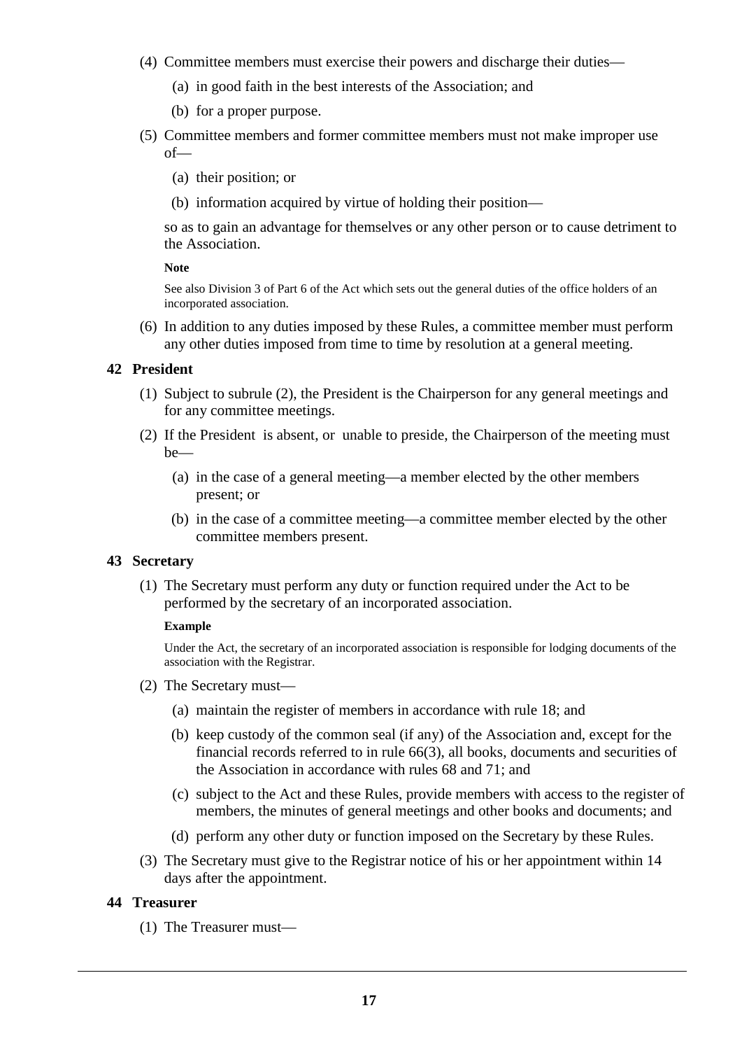(4) Committee members must exercise their powers and discharge their duties—

(a) in good faith in the best interests of the Association; and

(b) for a proper purpose.

(5) Committee members and former committee members must not make improper use of—

(a) their position; or

(b) information acquired by virtue of holding their position—

so as to gain an advantage for themselves or any other person or to cause detriment to the Association.

**Note**

See also Division 3 of Part 6 of the Act which sets out the general duties of the office holders of an incorporated association.

(6) In addition to any duties imposed by these Rules, a committee member must perform any other duties imposed from time to time by resolution at a general meeting.

## 42 President

(1) Subject to subrule (2), the President is the Chairperson for any general meetings and for any committee meetings.

(2) If the President is absent, or unable to preside, the Chairperson of the meeting must be—

(a) in the case of a general meeting—a member elected by the other members present; or

(b) in the case of a committee meeting—a committee member elected by the other committee members present.

## 43 Secretary

(1) The Secretary must perform any duty or function required under the Act to be performed by the secretary of an incorporated association.

**Example**

Under the Act, the secretary of an incorporated association is responsible for lodging documents of the association with the Registrar.

(2) The Secretary must—

(a) maintain the register of members in accordance with rule 18; and

(b) keep custody of the common seal (if any) of the Association and, except for the financial records referred to in rule 66(3), all books, documents and securities of the Association in accordance with rules 68 and 71; and

(c) subject to the Act and these Rules, provide members with access to the register of members, the minutes of general meetings and other books and documents; and

(d) perform any other duty or function imposed on the Secretary by these Rules.

(3) The Secretary must give to the Registrar notice of his or her appointment within 14 days after the appointment.

## 44 Treasurer

(1) The Treasurer must—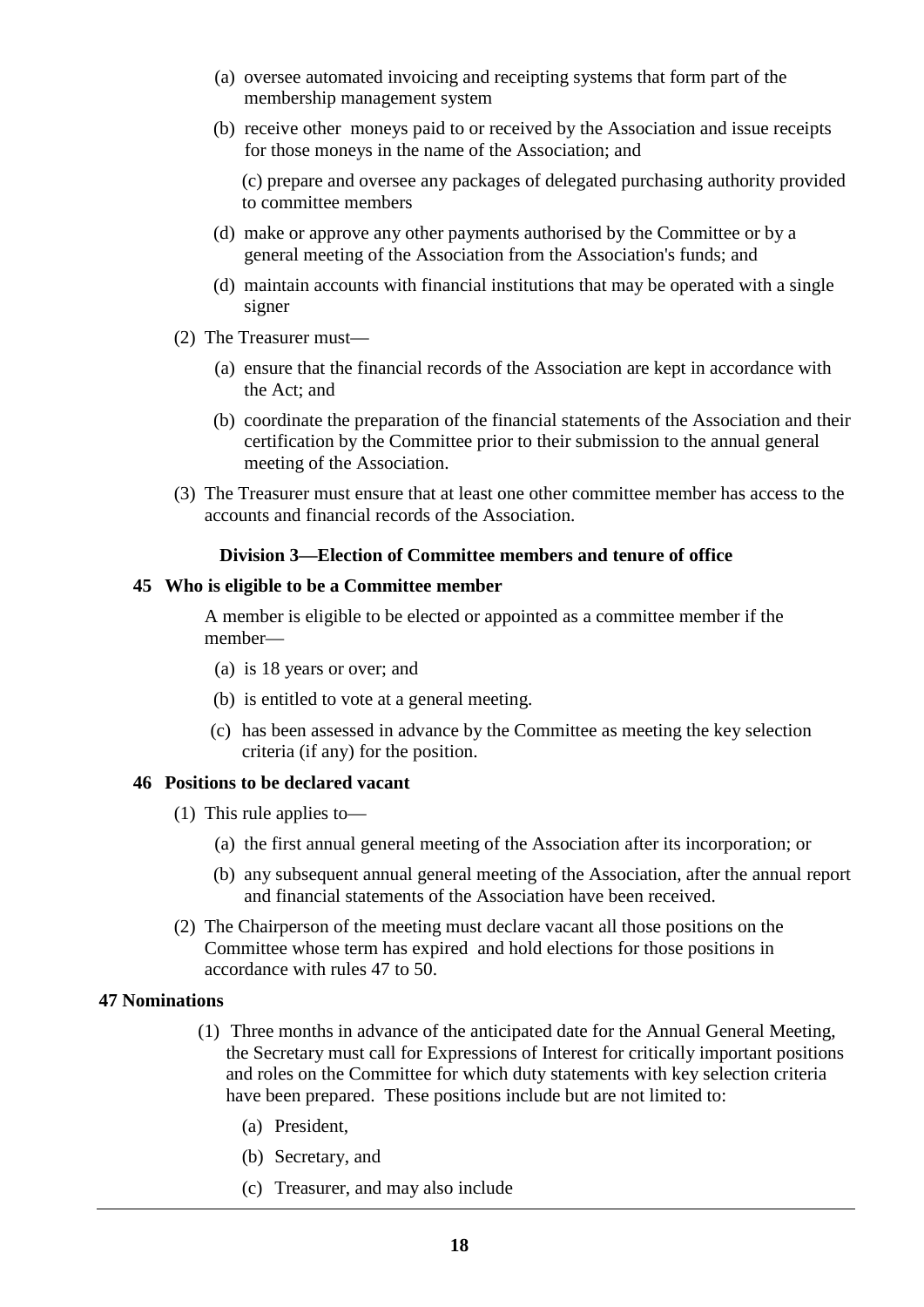(a) oversee automated invoicing and receipting systems that form part of the membership management system

(b) receive other moneys paid to or received by the Association and issue receipts for those moneys in the name of the Association; and

(c) prepare and oversee any packages of delegated purchasing authority provided to committee members

(d) make or approve any other payments authorised by the Committee or by a general meeting of the Association from the Association's funds; and

(d) maintain accounts with financial institutions that may be operated with a single signer

(2) The Treasurer must—

(a) ensure that the financial records of the Association are kept in accordance with the Act; and

(b) coordinate the preparation of the financial statements of the Association and their certification by the Committee prior to their submission to the annual general meeting of the Association.

(3) The Treasurer must ensure that at least one other committee member has access to the accounts and financial records of the Association.

### Division 3—Election of Committee members and tenure of office

#### 45 Who is eligible to be a Committee member

A member is eligible to be elected or appointed as a committee member if the member—

(a) is 18 years or over; and

(b) is entitled to vote at a general meeting.

(c) has been assessed in advance by the Committee as meeting the key selection criteria (if any) for the position.

#### 46 Positions to be declared vacant

(1) This rule applies to—

(a) the first annual general meeting of the Association after its incorporation; or

(b) any subsequent annual general meeting of the Association, after the annual report and financial statements of the Association have been received.

(2) The Chairperson of the meeting must declare vacant all those positions on the Committee whose term has expired and hold elections for those positions in accordance with rules 47 to 50.

#### 47 Nominations

(1) Three months in advance of the anticipated date for the Annual General Meeting, the Secretary must call for Expressions of Interest for critically important positions and roles on the Committee for which duty statements with key selection criteria have been prepared. These positions include but are not limited to:

(a) President,

(b) Secretary, and

(c) Treasurer, and may also include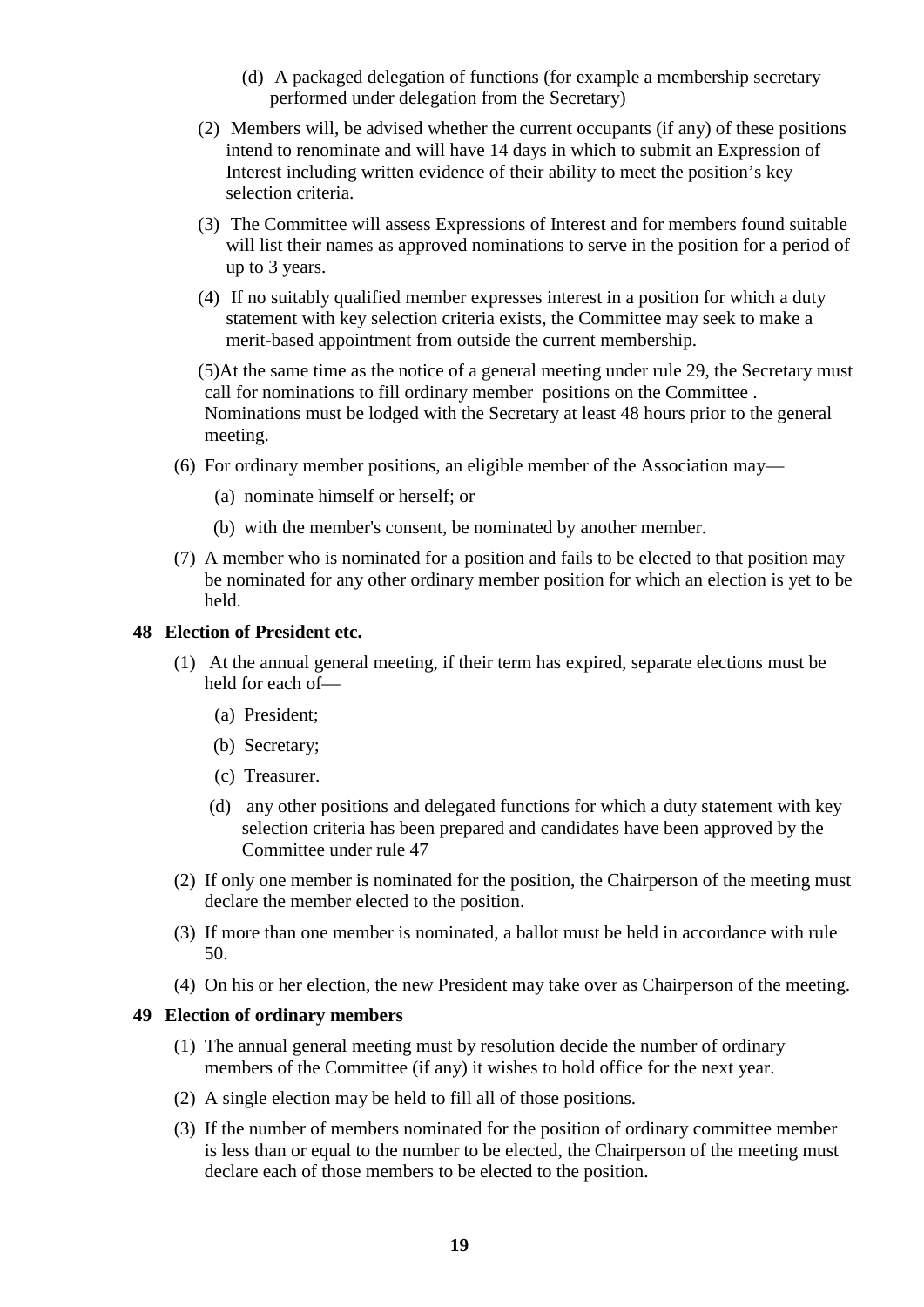(d) A packaged delegation of functions (for example a membership secretary performed under delegation from the Secretary)

(2) Members will, be advised whether the current occupants (if any) of these positions intend to renominate and will have 14 days in which to submit an Expression of Interest including written evidence of their ability to meet the position's key selection criteria.

(3) The Committee will assess Expressions of Interest and for members found suitable will list their names as approved nominations to serve in the position for a period of up to 3 years.

(4) If no suitably qualified member expresses interest in a position for which a duty statement with key selection criteria exists, the Committee may seek to make a merit-based appointment from outside the current membership.

(5)At the same time as the notice of a general meeting under rule 29, the Secretary must call for nominations to fill ordinary member positions on the Committee . Nominations must be lodged with the Secretary at least 48 hours prior to the general meeting.

(6) For ordinary member positions, an eligible member of the Association may—

(a) nominate himself or herself; or

(b) with the member's consent, be nominated by another member.

(7) A member who is nominated for a position and fails to be elected to that position may be nominated for any other ordinary member position for which an election is yet to be held.

**48 Election of President etc.**

(1) At the annual general meeting, if their term has expired, separate elections must be held for each of—

(a) President;

(b) Secretary;

(c) Treasurer.

(d) any other positions and delegated functions for which a duty statement with key selection criteria has been prepared and candidates have been approved by the Committee under rule 47

(2) If only one member is nominated for the position, the Chairperson of the meeting must declare the member elected to the position.

(3) If more than one member is nominated, a ballot must be held in accordance with rule 50.

(4) On his or her election, the new President may take over as Chairperson of the meeting.

**49 Election of ordinary members**

(1) The annual general meeting must by resolution decide the number of ordinary members of the Committee (if any) it wishes to hold office for the next year.

(2) A single election may be held to fill all of those positions.

(3) If the number of members nominated for the position of ordinary committee member is less than or equal to the number to be elected, the Chairperson of the meeting must declare each of those members to be elected to the position.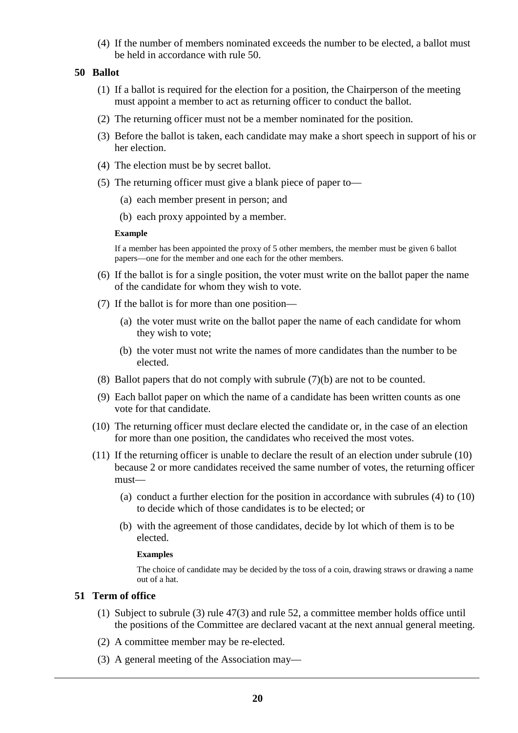(4) If the number of members nominated exceeds the number to be elected, a ballot must be held in accordance with rule 50.

### 50 Ballot

(1) If a ballot is required for the election for a position, the Chairperson of the meeting must appoint a member to act as returning officer to conduct the ballot.

(2) The returning officer must not be a member nominated for the position.

(3) Before the ballot is taken, each candidate may make a short speech in support of his or her election.

(4) The election must be by secret ballot.

(5) The returning officer must give a blank piece of paper to—

  (a) each member present in person; and

  (b) each proxy appointed by a member.

**Example**

If a member has been appointed the proxy of 5 other members, the member must be given 6 ballot papers—one for the member and one each for the other members.

(6) If the ballot is for a single position, the voter must write on the ballot paper the name of the candidate for whom they wish to vote.

(7) If the ballot is for more than one position—

  (a) the voter must write on the ballot paper the name of each candidate for whom they wish to vote;

  (b) the voter must not write the names of more candidates than the number to be elected.

(8) Ballot papers that do not comply with subrule (7)(b) are not to be counted.

(9) Each ballot paper on which the name of a candidate has been written counts as one vote for that candidate.

(10) The returning officer must declare elected the candidate or, in the case of an election for more than one position, the candidates who received the most votes.

(11) If the returning officer is unable to declare the result of an election under subrule (10) because 2 or more candidates received the same number of votes, the returning officer must—

  (a) conduct a further election for the position in accordance with subrules (4) to (10) to decide which of those candidates is to be elected; or

  (b) with the agreement of those candidates, decide by lot which of them is to be elected.

**Examples**

The choice of candidate may be decided by the toss of a coin, drawing straws or drawing a name out of a hat.

### 51 Term of office

(1) Subject to subrule (3) rule 47(3) and rule 52, a committee member holds office until the positions of the Committee are declared vacant at the next annual general meeting.

(2) A committee member may be re-elected.

(3) A general meeting of the Association may—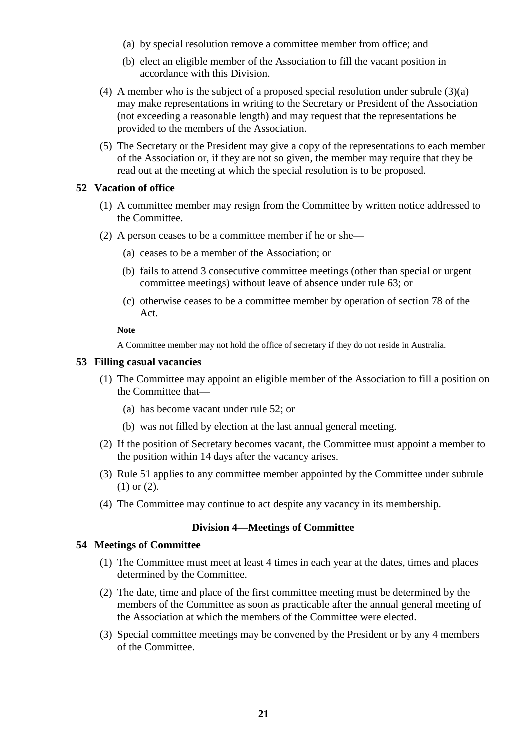(a) by special resolution remove a committee member from office; and

(b) elect an eligible member of the Association to fill the vacant position in accordance with this Division.

(4) A member who is the subject of a proposed special resolution under subrule (3)(a) may make representations in writing to the Secretary or President of the Association (not exceeding a reasonable length) and may request that the representations be provided to the members of the Association.

(5) The Secretary or the President may give a copy of the representations to each member of the Association or, if they are not so given, the member may require that they be read out at the meeting at which the special resolution is to be proposed.

### 52 Vacation of office

(1) A committee member may resign from the Committee by written notice addressed to the Committee.

(2) A person ceases to be a committee member if he or she—

(a) ceases to be a member of the Association; or

(b) fails to attend 3 consecutive committee meetings (other than special or urgent committee meetings) without leave of absence under rule 63; or

(c) otherwise ceases to be a committee member by operation of section 78 of the Act.

**Note**

A Committee member may not hold the office of secretary if they do not reside in Australia.

### 53 Filling casual vacancies

(1) The Committee may appoint an eligible member of the Association to fill a position on the Committee that—

(a) has become vacant under rule 52; or

(b) was not filled by election at the last annual general meeting.

(2) If the position of Secretary becomes vacant, the Committee must appoint a member to the position within 14 days after the vacancy arises.

(3) Rule 51 applies to any committee member appointed by the Committee under subrule (1) or (2).

(4) The Committee may continue to act despite any vacancy in its membership.

## Division 4—Meetings of Committee

### 54 Meetings of Committee

(1) The Committee must meet at least 4 times in each year at the dates, times and places determined by the Committee.

(2) The date, time and place of the first committee meeting must be determined by the members of the Committee as soon as practicable after the annual general meeting of the Association at which the members of the Committee were elected.

(3) Special committee meetings may be convened by the President or by any 4 members of the Committee.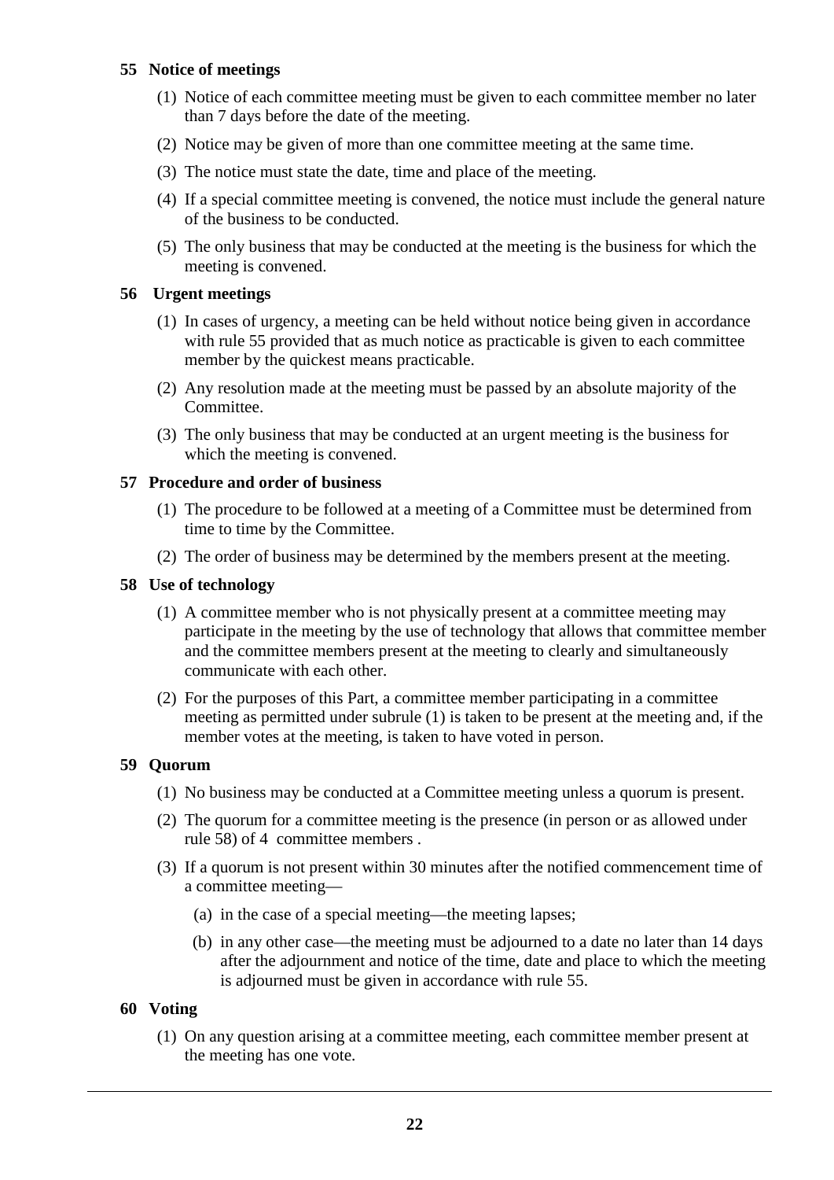**55 Notice of meetings**

(1) Notice of each committee meeting must be given to each committee member no later than 7 days before the date of the meeting.

(2) Notice may be given of more than one committee meeting at the same time.

(3) The notice must state the date, time and place of the meeting.

(4) If a special committee meeting is convened, the notice must include the general nature of the business to be conducted.

(5) The only business that may be conducted at the meeting is the business for which the meeting is convened.

**56 Urgent meetings**

(1) In cases of urgency, a meeting can be held without notice being given in accordance with rule 55 provided that as much notice as practicable is given to each committee member by the quickest means practicable.

(2) Any resolution made at the meeting must be passed by an absolute majority of the Committee.

(3) The only business that may be conducted at an urgent meeting is the business for which the meeting is convened.

**57 Procedure and order of business**

(1) The procedure to be followed at a meeting of a Committee must be determined from time to time by the Committee.

(2) The order of business may be determined by the members present at the meeting.

**58 Use of technology**

(1) A committee member who is not physically present at a committee meeting may participate in the meeting by the use of technology that allows that committee member and the committee members present at the meeting to clearly and simultaneously communicate with each other.

(2) For the purposes of this Part, a committee member participating in a committee meeting as permitted under subrule (1) is taken to be present at the meeting and, if the member votes at the meeting, is taken to have voted in person.

**59 Quorum**

(1) No business may be conducted at a Committee meeting unless a quorum is present.

(2) The quorum for a committee meeting is the presence (in person or as allowed under rule 58) of 4 committee members .

(3) If a quorum is not present within 30 minutes after the notified commencement time of a committee meeting—

(a) in the case of a special meeting—the meeting lapses;

(b) in any other case—the meeting must be adjourned to a date no later than 14 days after the adjournment and notice of the time, date and place to which the meeting is adjourned must be given in accordance with rule 55.

**60 Voting**

(1) On any question arising at a committee meeting, each committee member present at the meeting has one vote.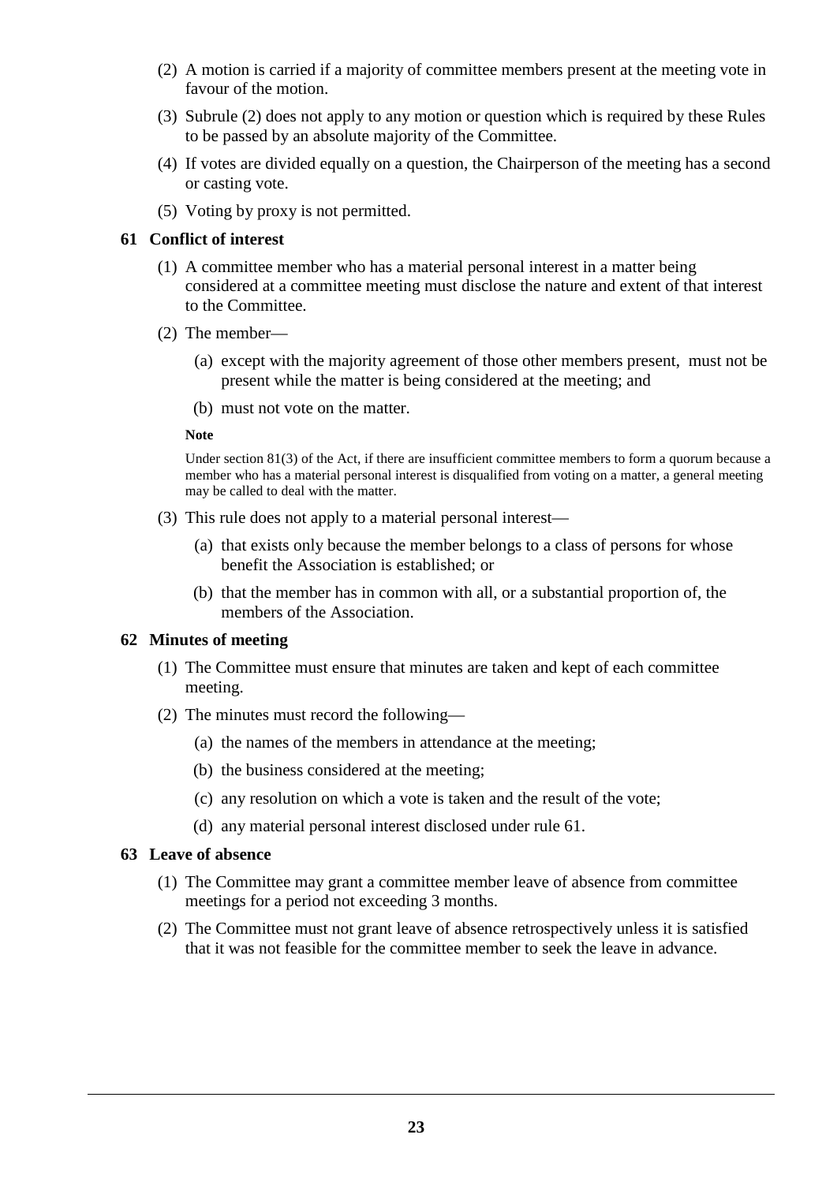(2) A motion is carried if a majority of committee members present at the meeting vote in favour of the motion.

(3) Subrule (2) does not apply to any motion or question which is required by these Rules to be passed by an absolute majority of the Committee.

(4) If votes are divided equally on a question, the Chairperson of the meeting has a second or casting vote.

(5) Voting by proxy is not permitted.

### 61 Conflict of interest

(1) A committee member who has a material personal interest in a matter being considered at a committee meeting must disclose the nature and extent of that interest to the Committee.

(2) The member—

(a) except with the majority agreement of those other members present, must not be present while the matter is being considered at the meeting; and

(b) must not vote on the matter.

**Note**

Under section 81(3) of the Act, if there are insufficient committee members to form a quorum because a member who has a material personal interest is disqualified from voting on a matter, a general meeting may be called to deal with the matter.

(3) This rule does not apply to a material personal interest—

(a) that exists only because the member belongs to a class of persons for whose benefit the Association is established; or

(b) that the member has in common with all, or a substantial proportion of, the members of the Association.

### 62 Minutes of meeting

(1) The Committee must ensure that minutes are taken and kept of each committee meeting.

(2) The minutes must record the following—

(a) the names of the members in attendance at the meeting;

(b) the business considered at the meeting;

(c) any resolution on which a vote is taken and the result of the vote;

(d) any material personal interest disclosed under rule 61.

### 63 Leave of absence

(1) The Committee may grant a committee member leave of absence from committee meetings for a period not exceeding 3 months.

(2) The Committee must not grant leave of absence retrospectively unless it is satisfied that it was not feasible for the committee member to seek the leave in advance.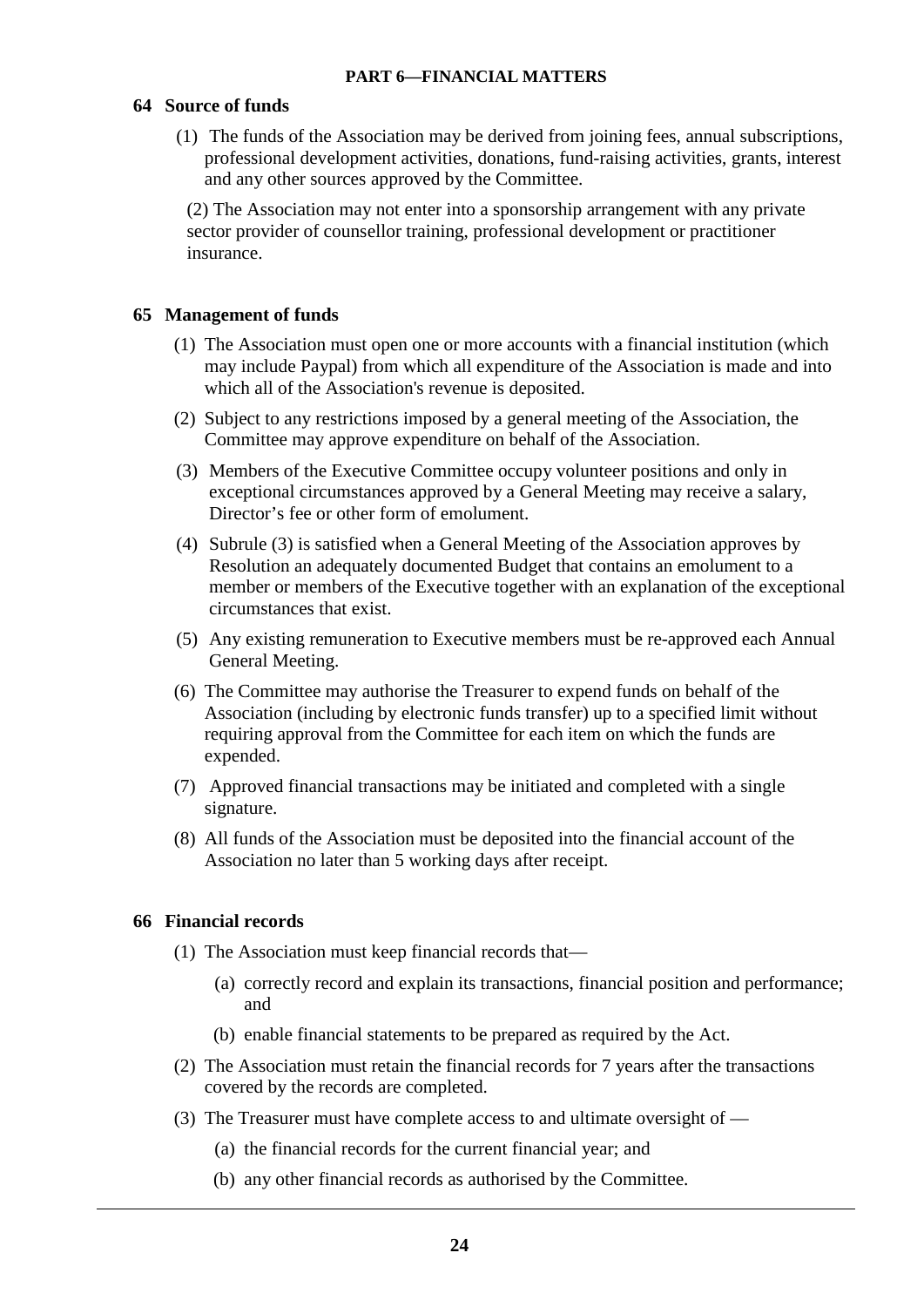## PART 6—FINANCIAL MATTERS

### 64 Source of funds

(1) The funds of the Association may be derived from joining fees, annual subscriptions, professional development activities, donations, fund-raising activities, grants, interest and any other sources approved by the Committee.

(2) The Association may not enter into a sponsorship arrangement with any private sector provider of counsellor training, professional development or practitioner insurance.

### 65 Management of funds

(1) The Association must open one or more accounts with a financial institution (which may include Paypal) from which all expenditure of the Association is made and into which all of the Association's revenue is deposited.

(2) Subject to any restrictions imposed by a general meeting of the Association, the Committee may approve expenditure on behalf of the Association.

(3) Members of the Executive Committee occupy volunteer positions and only in exceptional circumstances approved by a General Meeting may receive a salary, Director's fee or other form of emolument.

(4) Subrule (3) is satisfied when a General Meeting of the Association approves by Resolution an adequately documented Budget that contains an emolument to a member or members of the Executive together with an explanation of the exceptional circumstances that exist.

(5) Any existing remuneration to Executive members must be re-approved each Annual General Meeting.

(6) The Committee may authorise the Treasurer to expend funds on behalf of the Association (including by electronic funds transfer) up to a specified limit without requiring approval from the Committee for each item on which the funds are expended.

(7) Approved financial transactions may be initiated and completed with a single signature.

(8) All funds of the Association must be deposited into the financial account of the Association no later than 5 working days after receipt.

### 66 Financial records

(1) The Association must keep financial records that—

(a) correctly record and explain its transactions, financial position and performance; and

(b) enable financial statements to be prepared as required by the Act.

(2) The Association must retain the financial records for 7 years after the transactions covered by the records are completed.

(3) The Treasurer must have complete access to and ultimate oversight of —

(a) the financial records for the current financial year; and

(b) any other financial records as authorised by the Committee.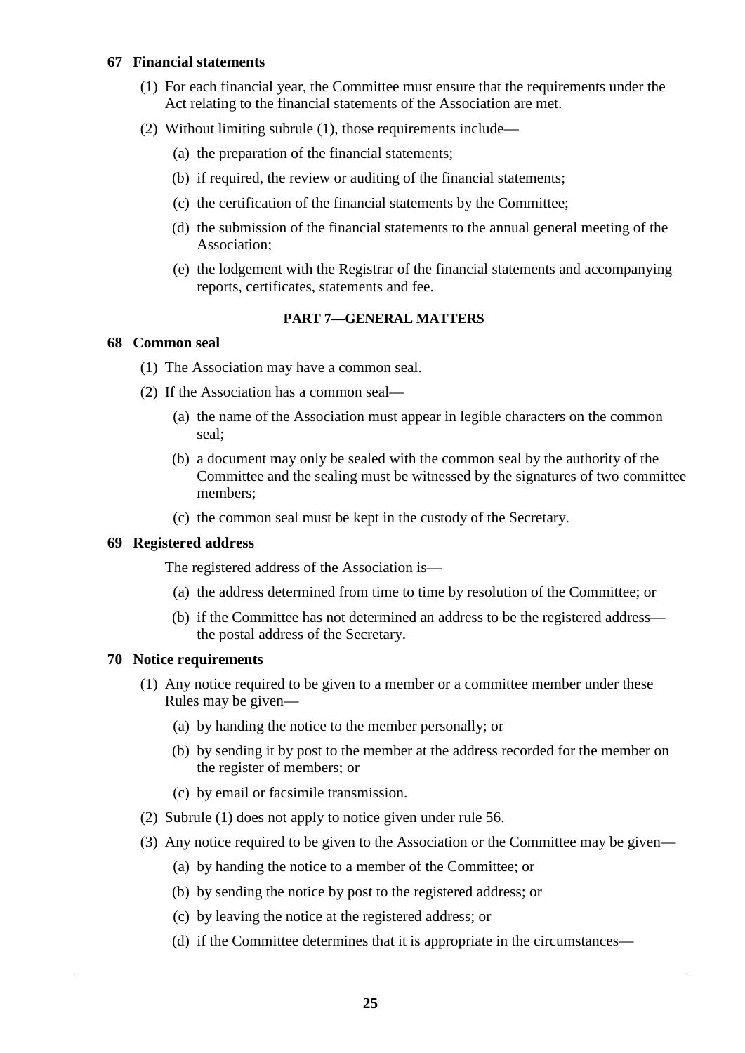### 67 Financial statements

(1) For each financial year, the Committee must ensure that the requirements under the Act relating to the financial statements of the Association are met.

(2) Without limiting subrule (1), those requirements include—

- (a) the preparation of the financial statements;
- (b) if required, the review or auditing of the financial statements;
- (c) the certification of the financial statements by the Committee;
- (d) the submission of the financial statements to the annual general meeting of the Association;
- (e) the lodgement with the Registrar of the financial statements and accompanying reports, certificates, statements and fee.

## PART 7—GENERAL MATTERS

### 68 Common seal

(1) The Association may have a common seal.

(2) If the Association has a common seal—

- (a) the name of the Association must appear in legible characters on the common seal;
- (b) a document may only be sealed with the common seal by the authority of the Committee and the sealing must be witnessed by the signatures of two committee members;
- (c) the common seal must be kept in the custody of the Secretary.

### 69 Registered address

The registered address of the Association is—

- (a) the address determined from time to time by resolution of the Committee; or
- (b) if the Committee has not determined an address to be the registered address—the postal address of the Secretary.

### 70 Notice requirements

(1) Any notice required to be given to a member or a committee member under these Rules may be given—

- (a) by handing the notice to the member personally; or
- (b) by sending it by post to the member at the address recorded for the member on the register of members; or
- (c) by email or facsimile transmission.

(2) Subrule (1) does not apply to notice given under rule 56.

(3) Any notice required to be given to the Association or the Committee may be given—

- (a) by handing the notice to a member of the Committee; or
- (b) by sending the notice by post to the registered address; or
- (c) by leaving the notice at the registered address; or
- (d) if the Committee determines that it is appropriate in the circumstances—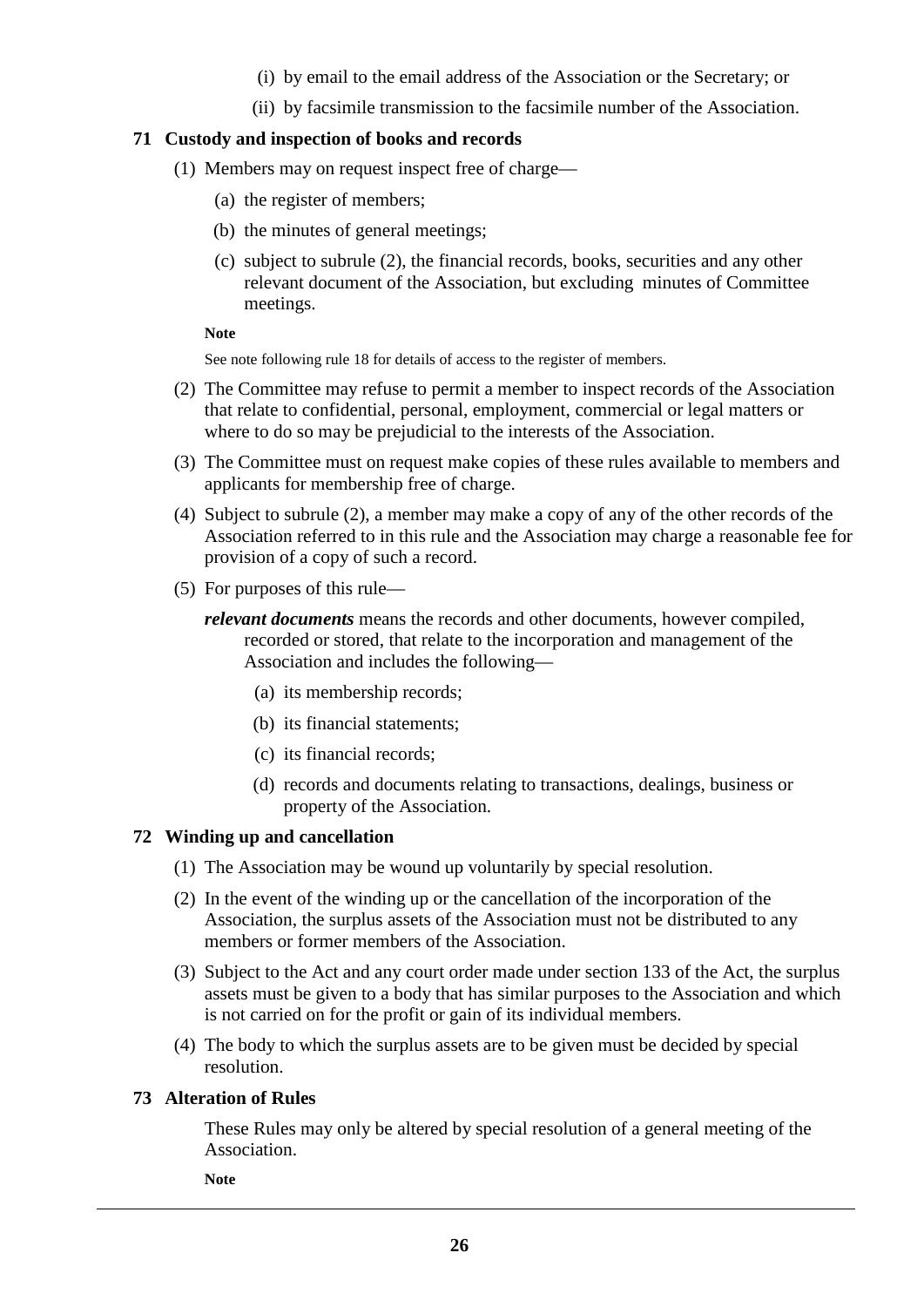(i) by email to the email address of the Association or the Secretary; or

(ii) by facsimile transmission to the facsimile number of the Association.

### 71 Custody and inspection of books and records

(1) Members may on request inspect free of charge—

(a) the register of members;

(b) the minutes of general meetings;

(c) subject to subrule (2), the financial records, books, securities and any other relevant document of the Association, but excluding minutes of Committee meetings.

**Note**

See note following rule 18 for details of access to the register of members.

(2) The Committee may refuse to permit a member to inspect records of the Association that relate to confidential, personal, employment, commercial or legal matters or where to do so may be prejudicial to the interests of the Association.

(3) The Committee must on request make copies of these rules available to members and applicants for membership free of charge.

(4) Subject to subrule (2), a member may make a copy of any of the other records of the Association referred to in this rule and the Association may charge a reasonable fee for provision of a copy of such a record.

(5) For purposes of this rule—

***relevant documents*** means the records and other documents, however compiled, recorded or stored, that relate to the incorporation and management of the Association and includes the following—

(a) its membership records;

(b) its financial statements;

(c) its financial records;

(d) records and documents relating to transactions, dealings, business or property of the Association.

### 72 Winding up and cancellation

(1) The Association may be wound up voluntarily by special resolution.

(2) In the event of the winding up or the cancellation of the incorporation of the Association, the surplus assets of the Association must not be distributed to any members or former members of the Association.

(3) Subject to the Act and any court order made under section 133 of the Act, the surplus assets must be given to a body that has similar purposes to the Association and which is not carried on for the profit or gain of its individual members.

(4) The body to which the surplus assets are to be given must be decided by special resolution.

### 73 Alteration of Rules

These Rules may only be altered by special resolution of a general meeting of the Association.

**Note**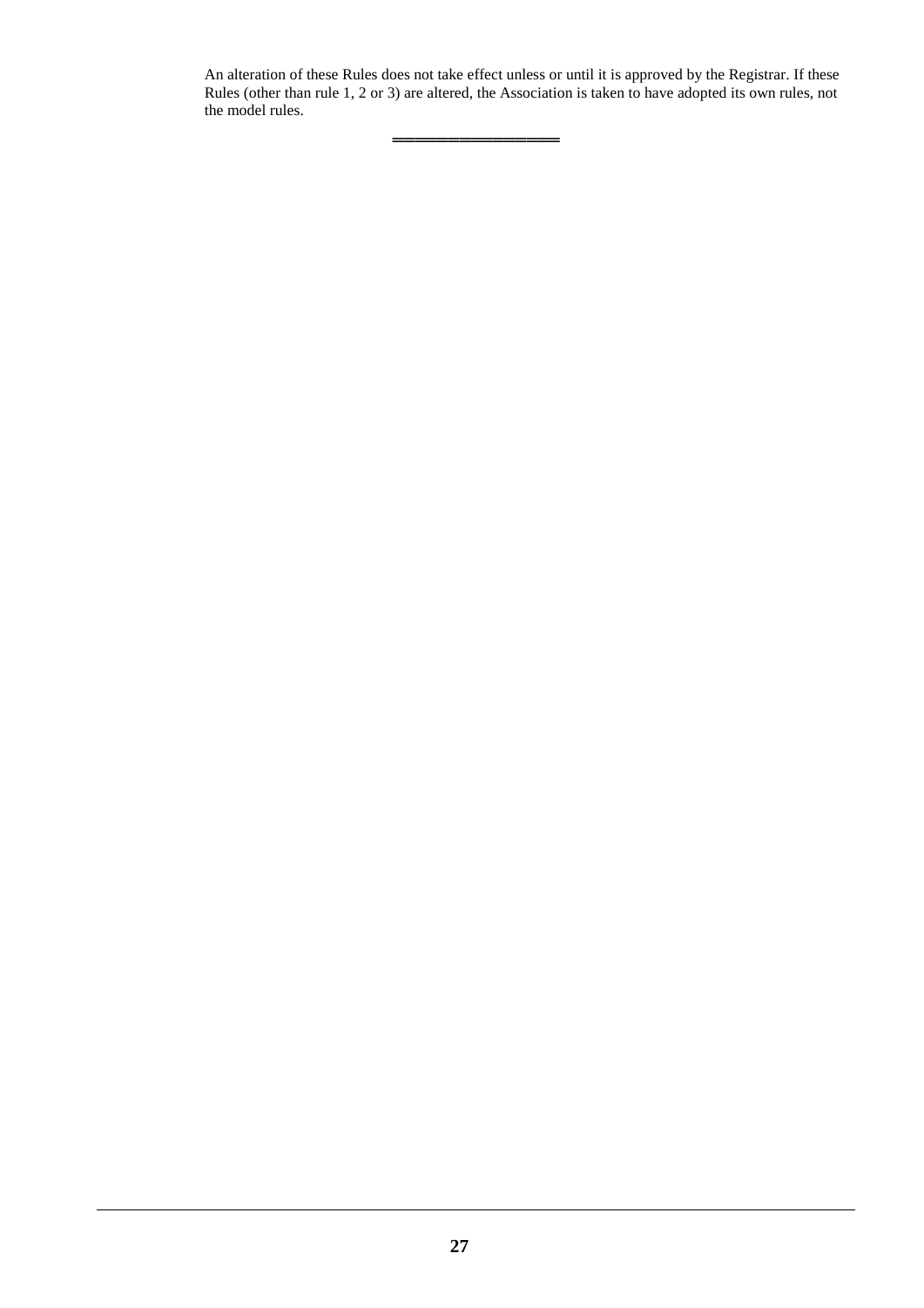An alteration of these Rules does not take effect unless or until it is approved by the Registrar. If these Rules (other than rule 1, 2 or 3) are altered, the Association is taken to have adopted its own rules, not the model rules.

---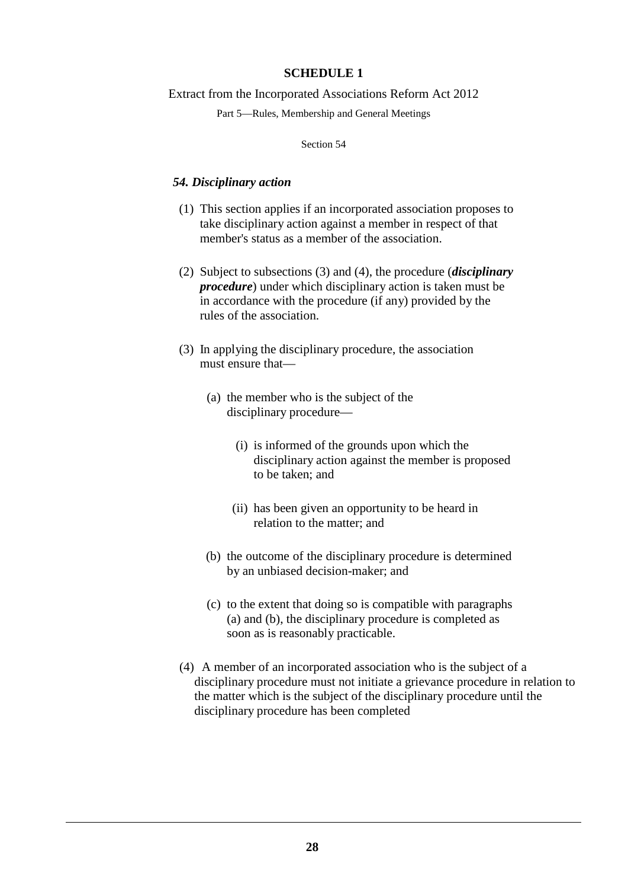**SCHEDULE 1**

Extract from the Incorporated Associations Reform Act 2012

Part 5—Rules, Membership and General Meetings

Section 54

***54. Disciplinary action***

(1) This section applies if an incorporated association proposes to take disciplinary action against a member in respect of that member's status as a member of the association.

(2) Subject to subsections (3) and (4), the procedure (***disciplinary procedure***) under which disciplinary action is taken must be in accordance with the procedure (if any) provided by the rules of the association.

(3) In applying the disciplinary procedure, the association must ensure that—

(a) the member who is the subject of the disciplinary procedure—

(i) is informed of the grounds upon which the disciplinary action against the member is proposed to be taken; and

(ii) has been given an opportunity to be heard in relation to the matter; and

(b) the outcome of the disciplinary procedure is determined by an unbiased decision-maker; and

(c) to the extent that doing so is compatible with paragraphs (a) and (b), the disciplinary procedure is completed as soon as is reasonably practicable.

(4) A member of an incorporated association who is the subject of a disciplinary procedure must not initiate a grievance procedure in relation to the matter which is the subject of the disciplinary procedure until the disciplinary procedure has been completed